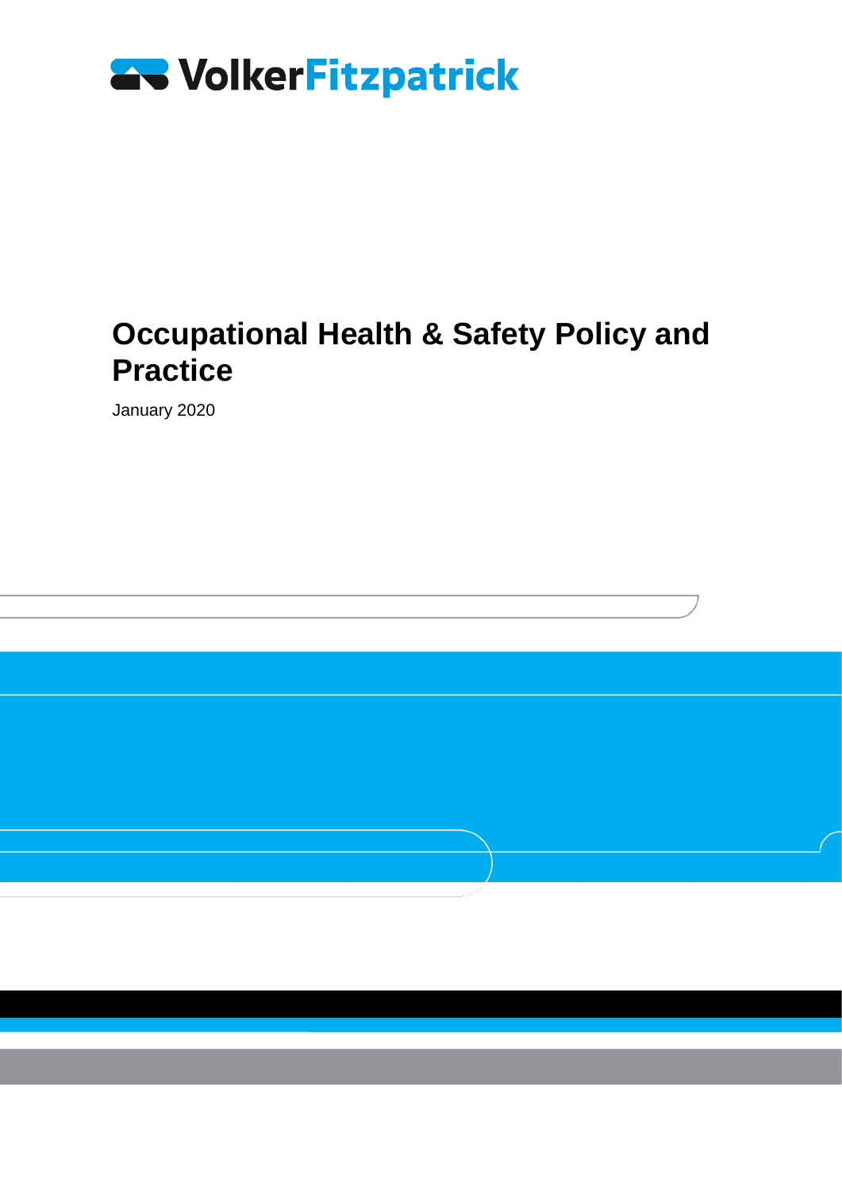VolkerFitzpatrick

# Occupational Health & Safety Policy and Practice

January 2020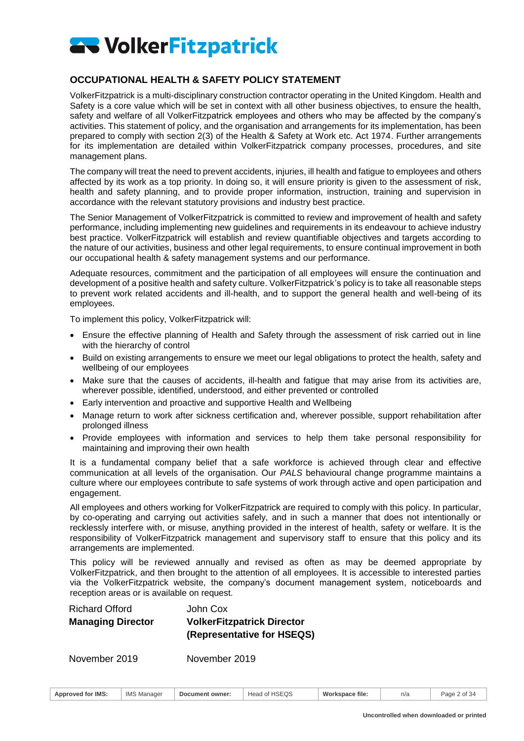# VolkerFitzpatrick

## OCCUPATIONAL HEALTH & SAFETY POLICY STATEMENT

VolkerFitzpatrick is a multi-disciplinary construction contractor operating in the United Kingdom. Health and Safety is a core value which will be set in context with all other business objectives, to ensure the health, safety and welfare of all VolkerFitzpatrick employees and others who may be affected by the company's activities. This statement of policy, and the organisation and arrangements for its implementation, has been prepared to comply with section 2(3) of the Health & Safety at Work etc. Act 1974. Further arrangements for its implementation are detailed within VolkerFitzpatrick company processes, procedures, and site management plans.

The company will treat the need to prevent accidents, injuries, ill health and fatigue to employees and others affected by its work as a top priority. In doing so, it will ensure priority is given to the assessment of risk, health and safety planning, and to provide proper information, instruction, training and supervision in accordance with the relevant statutory provisions and industry best practice.

The Senior Management of VolkerFitzpatrick is committed to review and improvement of health and safety performance, including implementing new guidelines and requirements in its endeavour to achieve industry best practice. VolkerFitzpatrick will establish and review quantifiable objectives and targets according to the nature of our activities, business and other legal requirements, to ensure continual improvement in both our occupational health & safety management systems and our performance.

Adequate resources, commitment and the participation of all employees will ensure the continuation and development of a positive health and safety culture. VolkerFitzpatrick's policy is to take all reasonable steps to prevent work related accidents and ill-health, and to support the general health and well-being of its employees.

To implement this policy, VolkerFitzpatrick will:

- Ensure the effective planning of Health and Safety through the assessment of risk carried out in line with the hierarchy of control
- Build on existing arrangements to ensure we meet our legal obligations to protect the health, safety and wellbeing of our employees
- Make sure that the causes of accidents, ill-health and fatigue that may arise from its activities are, wherever possible, identified, understood, and either prevented or controlled
- Early intervention and proactive and supportive Health and Wellbeing
- Manage return to work after sickness certification and, wherever possible, support rehabilitation after prolonged illness
- Provide employees with information and services to help them take personal responsibility for maintaining and improving their own health

It is a fundamental company belief that a safe workforce is achieved through clear and effective communication at all levels of the organisation. Our *PALS* behavioural change programme maintains a culture where our employees contribute to safe systems of work through active and open participation and engagement.

All employees and others working for VolkerFitzpatrick are required to comply with this policy. In particular, by co-operating and carrying out activities safely, and in such a manner that does not intentionally or recklessly interfere with, or misuse, anything provided in the interest of health, safety or welfare. It is the responsibility of VolkerFitzpatrick management and supervisory staff to ensure that this policy and its arrangements are implemented.

This policy will be reviewed annually and revised as often as may be deemed appropriate by VolkerFitzpatrick, and then brought to the attention of all employees. It is accessible to interested parties via the VolkerFitzpatrick website, the company's document management system, noticeboards and reception areas or is available on request.

| Richard Offord | John Cox |
|---|---|
| **Managing Director** | **VolkerFitzpatrick Director (Representative for HSEQS)** |
| November 2019 | November 2019 |

| Approved for IMS: | IMS Manager | Document owner: | Head of HSEQS | Workspace file: | n/a |
|---|---|---|---|---|---|

Uncontrolled when downloaded or printed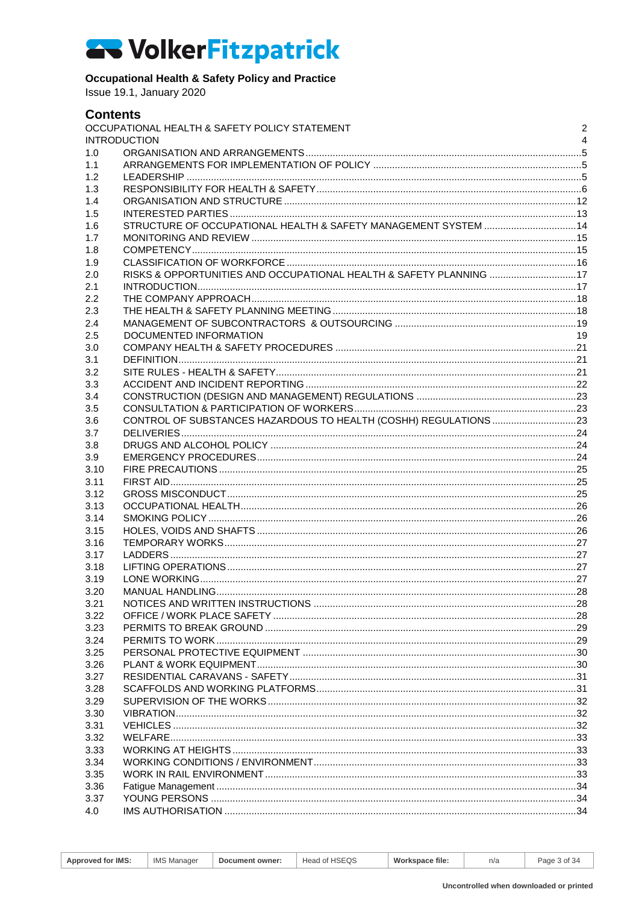# VolkerFitzpatrick

**Occupational Health & Safety Policy and Practice**
Issue 19.1, January 2020

## Contents

| | | |
|---|---|---|
| OCCUPATIONAL HEALTH & SAFETY POLICY STATEMENT | | 2 |
| INTRODUCTION | | 4 |
| 1.0 | ORGANISATION AND ARRANGEMENTS | 5 |
| 1.1 | ARRANGEMENTS FOR IMPLEMENTATION OF POLICY | 5 |
| 1.2 | LEADERSHIP | 5 |
| 1.3 | RESPONSIBILITY FOR HEALTH & SAFETY | 6 |
| 1.4 | ORGANISATION AND STRUCTURE | 12 |
| 1.5 | INTERESTED PARTIES | 13 |
| 1.6 | STRUCTURE OF OCCUPATIONAL HEALTH & SAFETY MANAGEMENT SYSTEM | 14 |
| 1.7 | MONITORING AND REVIEW | 15 |
| 1.8 | COMPETENCY | 15 |
| 1.9 | CLASSIFICATION OF WORKFORCE | 16 |
| 2.0 | RISKS & OPPORTUNITIES AND OCCUPATIONAL HEALTH & SAFETY PLANNING | 17 |
| 2.1 | INTRODUCTION | 17 |
| 2.2 | THE COMPANY APPROACH | 18 |
| 2.3 | THE HEALTH & SAFETY PLANNING MEETING | 18 |
| 2.4 | MANAGEMENT OF SUBCONTRACTORS & OUTSOURCING | 19 |
| 2.5 | DOCUMENTED INFORMATION | 19 |
| 3.0 | COMPANY HEALTH & SAFETY PROCEDURES | 21 |
| 3.1 | DEFINITION | 21 |
| 3.2 | SITE RULES - HEALTH & SAFETY | 21 |
| 3.3 | ACCIDENT AND INCIDENT REPORTING | 22 |
| 3.4 | CONSTRUCTION (DESIGN AND MANAGEMENT) REGULATIONS | 23 |
| 3.5 | CONSULTATION & PARTICIPATION OF WORKERS | 23 |
| 3.6 | CONTROL OF SUBSTANCES HAZARDOUS TO HEALTH (COSHH) REGULATIONS | 23 |
| 3.7 | DELIVERIES | 24 |
| 3.8 | DRUGS AND ALCOHOL POLICY | 24 |
| 3.9 | EMERGENCY PROCEDURES | 24 |
| 3.10 | FIRE PRECAUTIONS | 25 |
| 3.11 | FIRST AID | 25 |
| 3.12 | GROSS MISCONDUCT | 25 |
| 3.13 | OCCUPATIONAL HEALTH | 26 |
| 3.14 | SMOKING POLICY | 26 |
| 3.15 | HOLES, VOIDS AND SHAFTS | 26 |
| 3.16 | TEMPORARY WORKS | 27 |
| 3.17 | LADDERS | 27 |
| 3.18 | LIFTING OPERATIONS | 27 |
| 3.19 | LONE WORKING | 27 |
| 3.20 | MANUAL HANDLING | 28 |
| 3.21 | NOTICES AND WRITTEN INSTRUCTIONS | 28 |
| 3.22 | OFFICE / WORK PLACE SAFETY | 28 |
| 3.23 | PERMITS TO BREAK GROUND | 29 |
| 3.24 | PERMITS TO WORK | 29 |
| 3.25 | PERSONAL PROTECTIVE EQUIPMENT | 30 |
| 3.26 | PLANT & WORK EQUIPMENT | 30 |
| 3.27 | RESIDENTIAL CARAVANS - SAFETY | 31 |
| 3.28 | SCAFFOLDS AND WORKING PLATFORMS | 31 |
| 3.29 | SUPERVISION OF THE WORKS | 32 |
| 3.30 | VIBRATION | 32 |
| 3.31 | VEHICLES | 32 |
| 3.32 | WELFARE | 33 |
| 3.33 | WORKING AT HEIGHTS | 33 |
| 3.34 | WORKING CONDITIONS / ENVIRONMENT | 33 |
| 3.35 | WORK IN RAIL ENVIRONMENT | 33 |
| 3.36 | Fatigue Management | 34 |
| 3.37 | YOUNG PERSONS | 34 |
| 4.0 | IMS AUTHORISATION | 34 |

| Approved for IMS: | IMS Manager | Document owner: | Head of HSEQS | Workspace file: | n/a |
|---|---|---|---|---|---|

Uncontrolled when downloaded or printed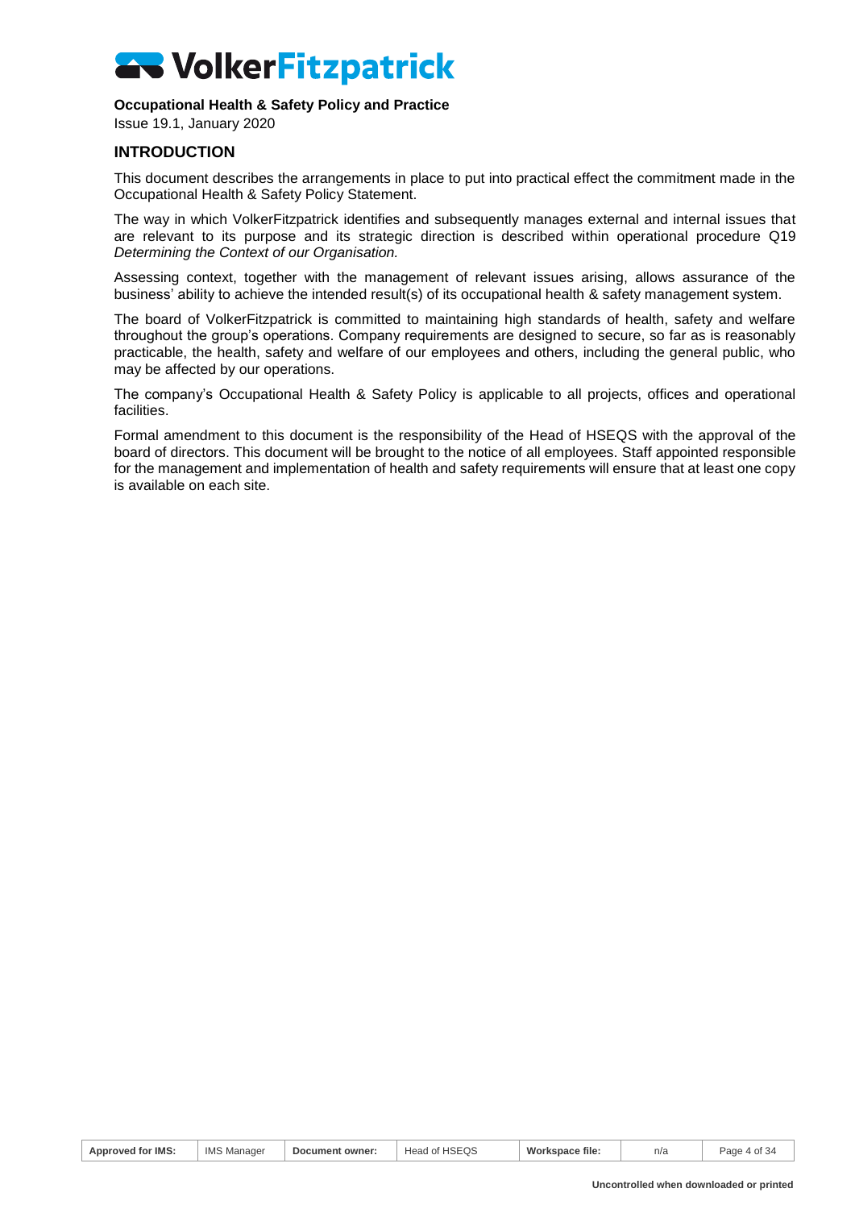**Occupational Health & Safety Policy and Practice**

Issue 19.1, January 2020

## INTRODUCTION

This document describes the arrangements in place to put into practical effect the commitment made in the Occupational Health & Safety Policy Statement.

The way in which VolkerFitzpatrick identifies and subsequently manages external and internal issues that are relevant to its purpose and its strategic direction is described within operational procedure Q19 *Determining the Context of our Organisation.*

Assessing context, together with the management of relevant issues arising, allows assurance of the business' ability to achieve the intended result(s) of its occupational health & safety management system.

The board of VolkerFitzpatrick is committed to maintaining high standards of health, safety and welfare throughout the group's operations. Company requirements are designed to secure, so far as is reasonably practicable, the health, safety and welfare of our employees and others, including the general public, who may be affected by our operations.

The company's Occupational Health & Safety Policy is applicable to all projects, offices and operational facilities.

Formal amendment to this document is the responsibility of the Head of HSEQS with the approval of the board of directors. This document will be brought to the notice of all employees. Staff appointed responsible for the management and implementation of health and safety requirements will ensure that at least one copy is available on each site.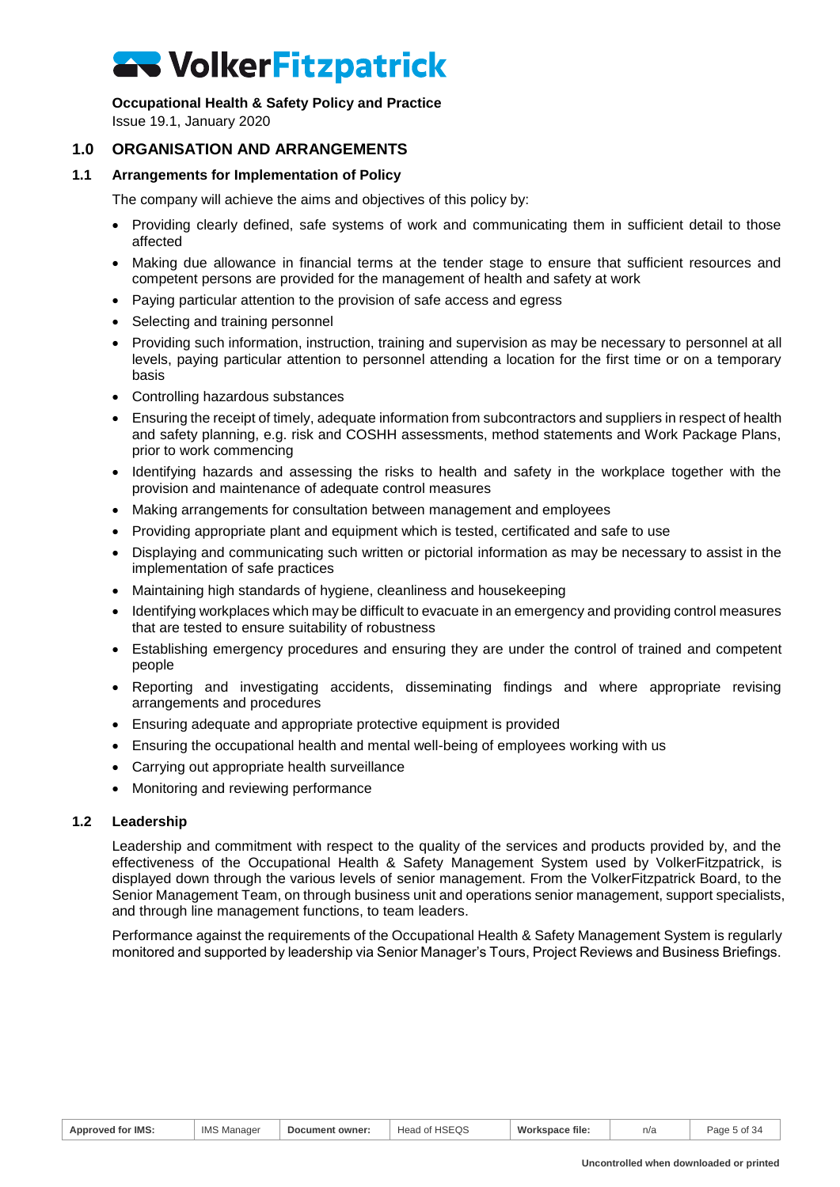## 1.0 ORGANISATION AND ARRANGEMENTS

### 1.1 Arrangements for Implementation of Policy

The company will achieve the aims and objectives of this policy by:

- Providing clearly defined, safe systems of work and communicating them in sufficient detail to those affected
- Making due allowance in financial terms at the tender stage to ensure that sufficient resources and competent persons are provided for the management of health and safety at work
- Paying particular attention to the provision of safe access and egress
- Selecting and training personnel
- Providing such information, instruction, training and supervision as may be necessary to personnel at all levels, paying particular attention to personnel attending a location for the first time or on a temporary basis
- Controlling hazardous substances
- Ensuring the receipt of timely, adequate information from subcontractors and suppliers in respect of health and safety planning, e.g. risk and COSHH assessments, method statements and Work Package Plans, prior to work commencing
- Identifying hazards and assessing the risks to health and safety in the workplace together with the provision and maintenance of adequate control measures
- Making arrangements for consultation between management and employees
- Providing appropriate plant and equipment which is tested, certificated and safe to use
- Displaying and communicating such written or pictorial information as may be necessary to assist in the implementation of safe practices
- Maintaining high standards of hygiene, cleanliness and housekeeping
- Identifying workplaces which may be difficult to evacuate in an emergency and providing control measures that are tested to ensure suitability of robustness
- Establishing emergency procedures and ensuring they are under the control of trained and competent people
- Reporting and investigating accidents, disseminating findings and where appropriate revising arrangements and procedures
- Ensuring adequate and appropriate protective equipment is provided
- Ensuring the occupational health and mental well-being of employees working with us
- Carrying out appropriate health surveillance
- Monitoring and reviewing performance

### 1.2 Leadership

Leadership and commitment with respect to the quality of the services and products provided by, and the effectiveness of the Occupational Health & Safety Management System used by VolkerFitzpatrick, is displayed down through the various levels of senior management. From the VolkerFitzpatrick Board, to the Senior Management Team, on through business unit and operations senior management, support specialists, and through line management functions, to team leaders.

Performance against the requirements of the Occupational Health & Safety Management System is regularly monitored and supported by leadership via Senior Manager's Tours, Project Reviews and Business Briefings.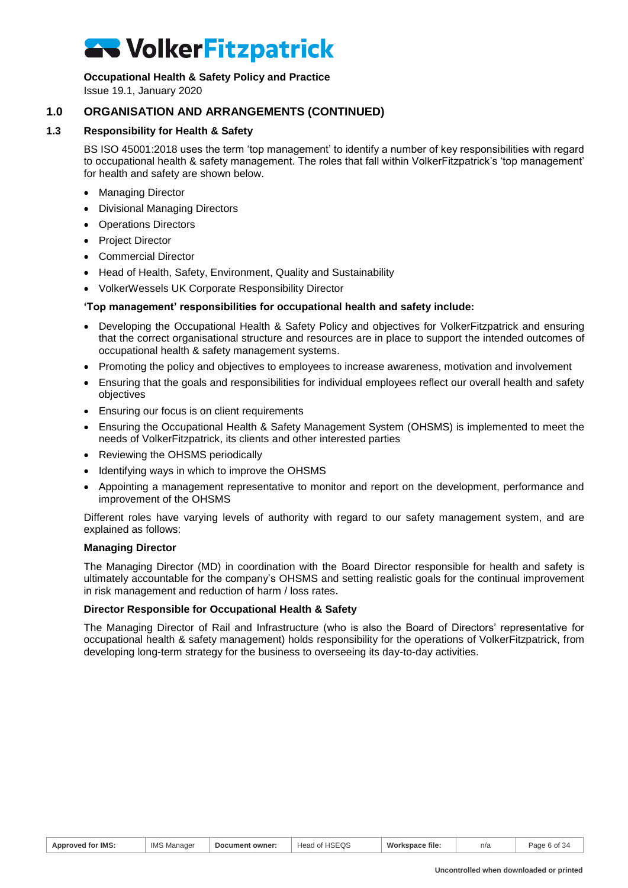## 1.0 ORGANISATION AND ARRANGEMENTS (CONTINUED)

### 1.3 Responsibility for Health & Safety

BS ISO 45001:2018 uses the term 'top management' to identify a number of key responsibilities with regard to occupational health & safety management. The roles that fall within VolkerFitzpatrick's 'top management' for health and safety are shown below.

- Managing Director
- Divisional Managing Directors
- Operations Directors
- Project Director
- Commercial Director
- Head of Health, Safety, Environment, Quality and Sustainability
- VolkerWessels UK Corporate Responsibility Director

**'Top management' responsibilities for occupational health and safety include:**

- Developing the Occupational Health & Safety Policy and objectives for VolkerFitzpatrick and ensuring that the correct organisational structure and resources are in place to support the intended outcomes of occupational health & safety management systems.
- Promoting the policy and objectives to employees to increase awareness, motivation and involvement
- Ensuring that the goals and responsibilities for individual employees reflect our overall health and safety objectives
- Ensuring our focus is on client requirements
- Ensuring the Occupational Health & Safety Management System (OHSMS) is implemented to meet the needs of VolkerFitzpatrick, its clients and other interested parties
- Reviewing the OHSMS periodically
- Identifying ways in which to improve the OHSMS
- Appointing a management representative to monitor and report on the development, performance and improvement of the OHSMS

Different roles have varying levels of authority with regard to our safety management system, and are explained as follows:

**Managing Director**

The Managing Director (MD) in coordination with the Board Director responsible for health and safety is ultimately accountable for the company's OHSMS and setting realistic goals for the continual improvement in risk management and reduction of harm / loss rates.

**Director Responsible for Occupational Health & Safety**

The Managing Director of Rail and Infrastructure (who is also the Board of Directors' representative for occupational health & safety management) holds responsibility for the operations of VolkerFitzpatrick, from developing long-term strategy for the business to overseeing its day-to-day activities.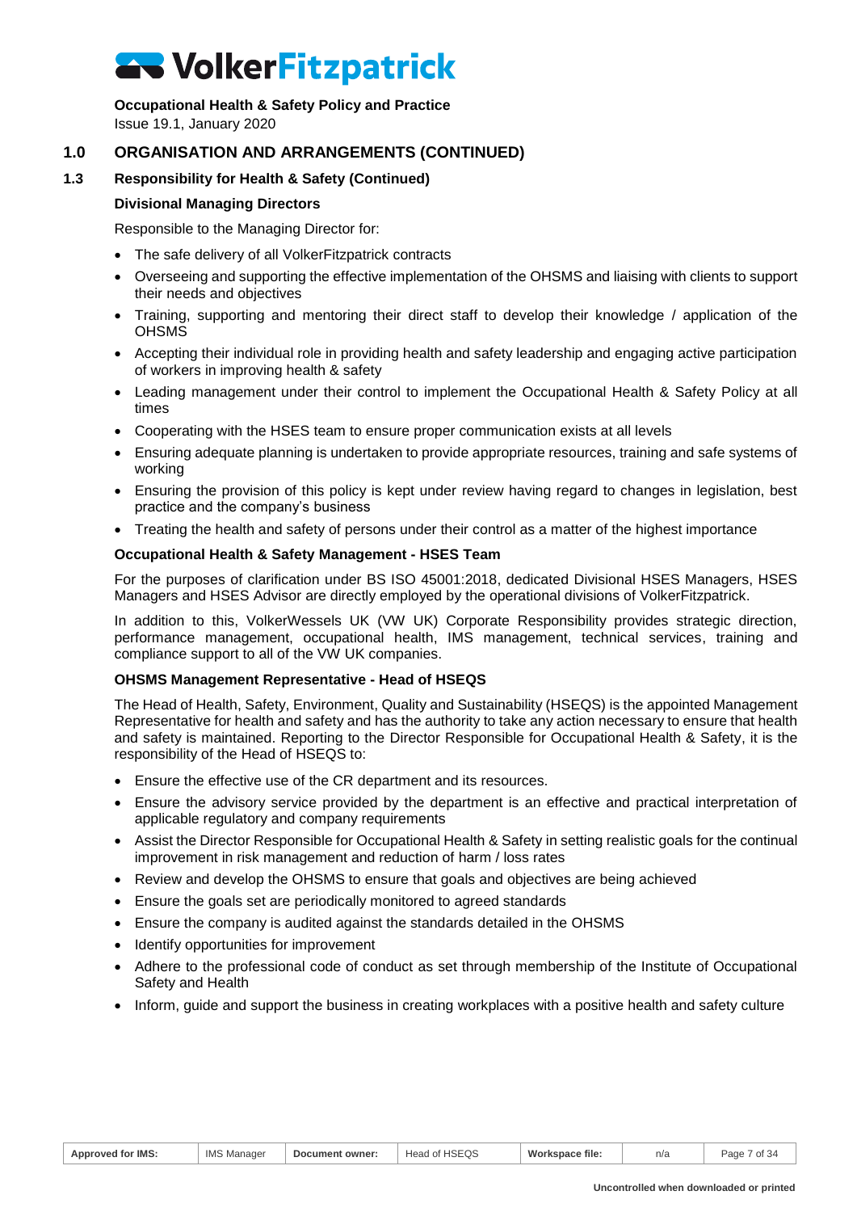## 1.0 ORGANISATION AND ARRANGEMENTS (CONTINUED)

### 1.3 Responsibility for Health & Safety (Continued)

**Divisional Managing Directors**

Responsible to the Managing Director for:

- The safe delivery of all VolkerFitzpatrick contracts
- Overseeing and supporting the effective implementation of the OHSMS and liaising with clients to support their needs and objectives
- Training, supporting and mentoring their direct staff to develop their knowledge / application of the OHSMS
- Accepting their individual role in providing health and safety leadership and engaging active participation of workers in improving health & safety
- Leading management under their control to implement the Occupational Health & Safety Policy at all times
- Cooperating with the HSES team to ensure proper communication exists at all levels
- Ensuring adequate planning is undertaken to provide appropriate resources, training and safe systems of working
- Ensuring the provision of this policy is kept under review having regard to changes in legislation, best practice and the company's business
- Treating the health and safety of persons under their control as a matter of the highest importance

**Occupational Health & Safety Management - HSES Team**

For the purposes of clarification under BS ISO 45001:2018, dedicated Divisional HSES Managers, HSES Managers and HSES Advisor are directly employed by the operational divisions of VolkerFitzpatrick.

In addition to this, VolkerWessels UK (VW UK) Corporate Responsibility provides strategic direction, performance management, occupational health, IMS management, technical services, training and compliance support to all of the VW UK companies.

**OHSMS Management Representative - Head of HSEQS**

The Head of Health, Safety, Environment, Quality and Sustainability (HSEQS) is the appointed Management Representative for health and safety and has the authority to take any action necessary to ensure that health and safety is maintained. Reporting to the Director Responsible for Occupational Health & Safety, it is the responsibility of the Head of HSEQS to:

- Ensure the effective use of the CR department and its resources.
- Ensure the advisory service provided by the department is an effective and practical interpretation of applicable regulatory and company requirements
- Assist the Director Responsible for Occupational Health & Safety in setting realistic goals for the continual improvement in risk management and reduction of harm / loss rates
- Review and develop the OHSMS to ensure that goals and objectives are being achieved
- Ensure the goals set are periodically monitored to agreed standards
- Ensure the company is audited against the standards detailed in the OHSMS
- Identify opportunities for improvement
- Adhere to the professional code of conduct as set through membership of the Institute of Occupational Safety and Health
- Inform, guide and support the business in creating workplaces with a positive health and safety culture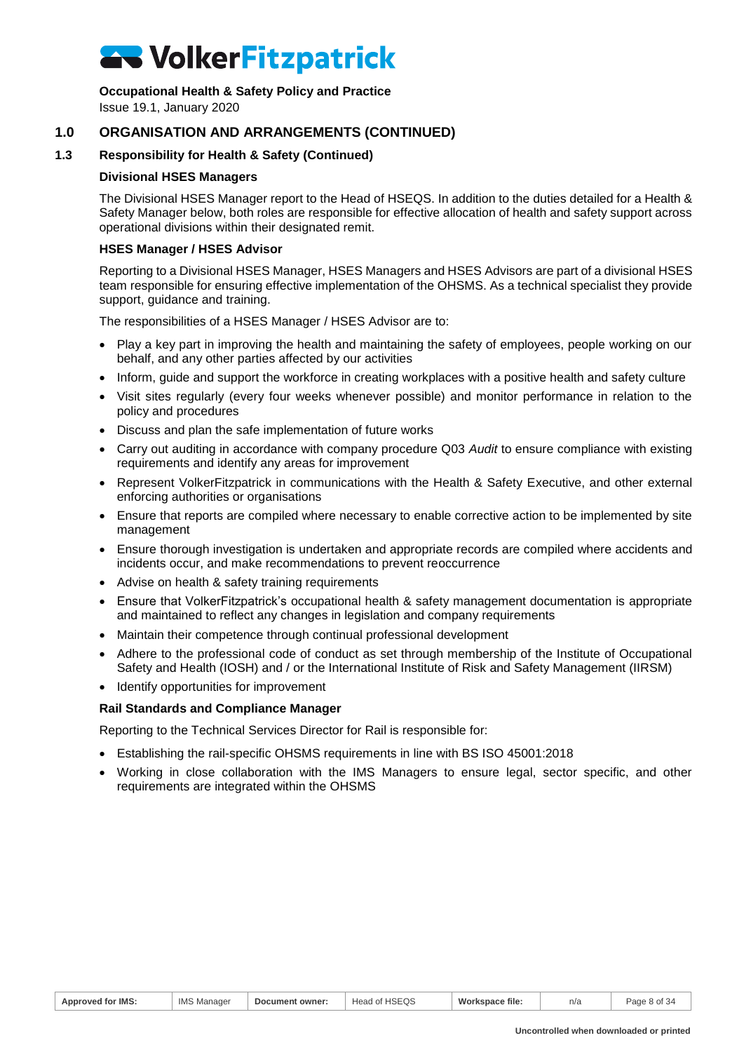## 1.0 ORGANISATION AND ARRANGEMENTS (CONTINUED)

### 1.3 Responsibility for Health & Safety (Continued)

**Divisional HSES Managers**

The Divisional HSES Manager report to the Head of HSEQS. In addition to the duties detailed for a Health & Safety Manager below, both roles are responsible for effective allocation of health and safety support across operational divisions within their designated remit.

**HSES Manager / HSES Advisor**

Reporting to a Divisional HSES Manager, HSES Managers and HSES Advisors are part of a divisional HSES team responsible for ensuring effective implementation of the OHSMS. As a technical specialist they provide support, guidance and training.

The responsibilities of a HSES Manager / HSES Advisor are to:

- Play a key part in improving the health and maintaining the safety of employees, people working on our behalf, and any other parties affected by our activities
- Inform, guide and support the workforce in creating workplaces with a positive health and safety culture
- Visit sites regularly (every four weeks whenever possible) and monitor performance in relation to the policy and procedures
- Discuss and plan the safe implementation of future works
- Carry out auditing in accordance with company procedure Q03 *Audit* to ensure compliance with existing requirements and identify any areas for improvement
- Represent VolkerFitzpatrick in communications with the Health & Safety Executive, and other external enforcing authorities or organisations
- Ensure that reports are compiled where necessary to enable corrective action to be implemented by site management
- Ensure thorough investigation is undertaken and appropriate records are compiled where accidents and incidents occur, and make recommendations to prevent reoccurrence
- Advise on health & safety training requirements
- Ensure that VolkerFitzpatrick's occupational health & safety management documentation is appropriate and maintained to reflect any changes in legislation and company requirements
- Maintain their competence through continual professional development
- Adhere to the professional code of conduct as set through membership of the Institute of Occupational Safety and Health (IOSH) and / or the International Institute of Risk and Safety Management (IIRSM)
- Identify opportunities for improvement

**Rail Standards and Compliance Manager**

Reporting to the Technical Services Director for Rail is responsible for:

- Establishing the rail-specific OHSMS requirements in line with BS ISO 45001:2018
- Working in close collaboration with the IMS Managers to ensure legal, sector specific, and other requirements are integrated within the OHSMS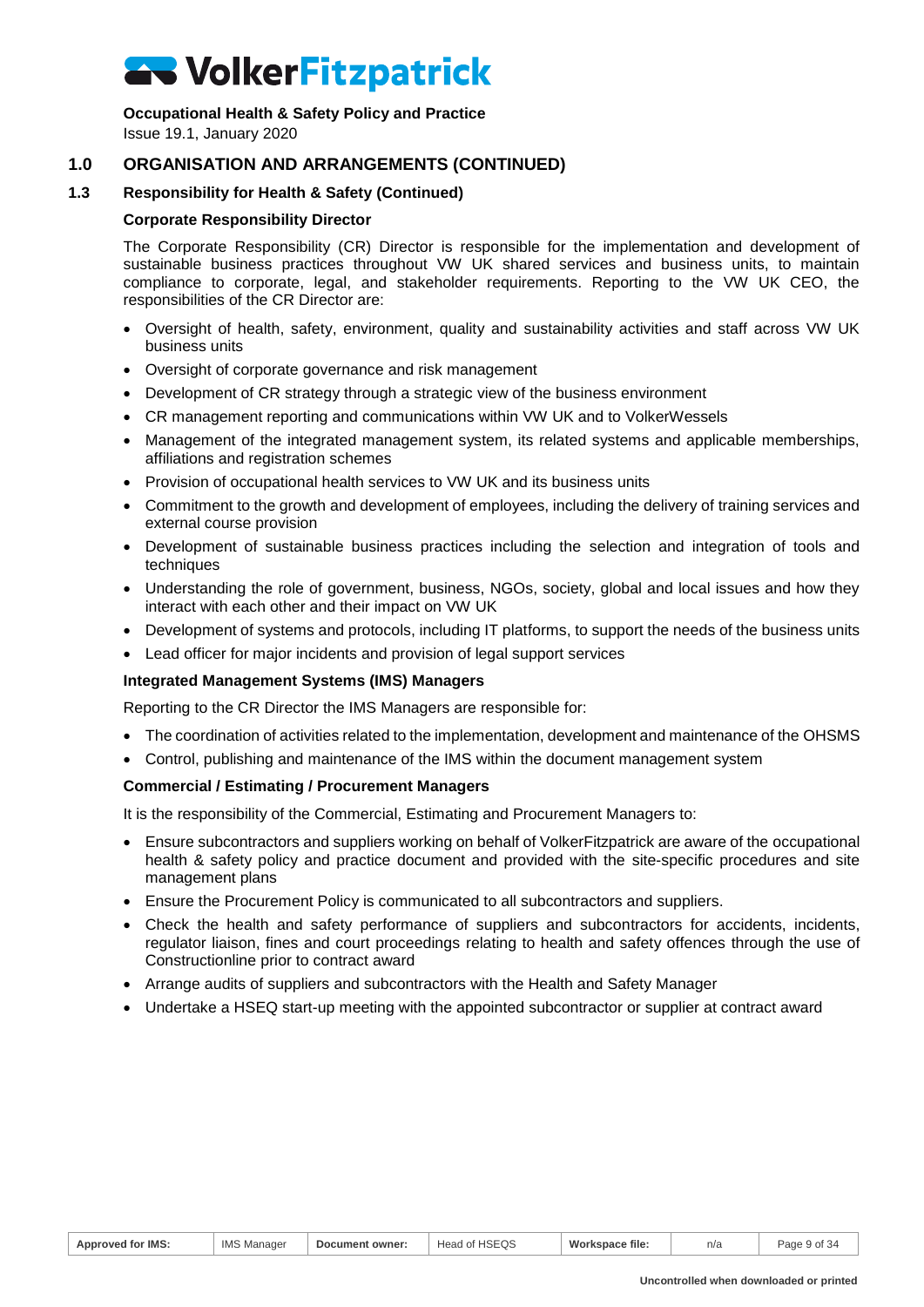## 1.0 ORGANISATION AND ARRANGEMENTS (CONTINUED)

### 1.3 Responsibility for Health & Safety (Continued)

**Corporate Responsibility Director**

The Corporate Responsibility (CR) Director is responsible for the implementation and development of sustainable business practices throughout VW UK shared services and business units, to maintain compliance to corporate, legal, and stakeholder requirements. Reporting to the VW UK CEO, the responsibilities of the CR Director are:

- Oversight of health, safety, environment, quality and sustainability activities and staff across VW UK business units
- Oversight of corporate governance and risk management
- Development of CR strategy through a strategic view of the business environment
- CR management reporting and communications within VW UK and to VolkerWessels
- Management of the integrated management system, its related systems and applicable memberships, affiliations and registration schemes
- Provision of occupational health services to VW UK and its business units
- Commitment to the growth and development of employees, including the delivery of training services and external course provision
- Development of sustainable business practices including the selection and integration of tools and techniques
- Understanding the role of government, business, NGOs, society, global and local issues and how they interact with each other and their impact on VW UK
- Development of systems and protocols, including IT platforms, to support the needs of the business units
- Lead officer for major incidents and provision of legal support services

**Integrated Management Systems (IMS) Managers**

Reporting to the CR Director the IMS Managers are responsible for:

- The coordination of activities related to the implementation, development and maintenance of the OHSMS
- Control, publishing and maintenance of the IMS within the document management system

**Commercial / Estimating / Procurement Managers**

It is the responsibility of the Commercial, Estimating and Procurement Managers to:

- Ensure subcontractors and suppliers working on behalf of VolkerFitzpatrick are aware of the occupational health & safety policy and practice document and provided with the site-specific procedures and site management plans
- Ensure the Procurement Policy is communicated to all subcontractors and suppliers.
- Check the health and safety performance of suppliers and subcontractors for accidents, incidents, regulator liaison, fines and court proceedings relating to health and safety offences through the use of Constructionline prior to contract award
- Arrange audits of suppliers and subcontractors with the Health and Safety Manager
- Undertake a HSEQ start-up meeting with the appointed subcontractor or supplier at contract award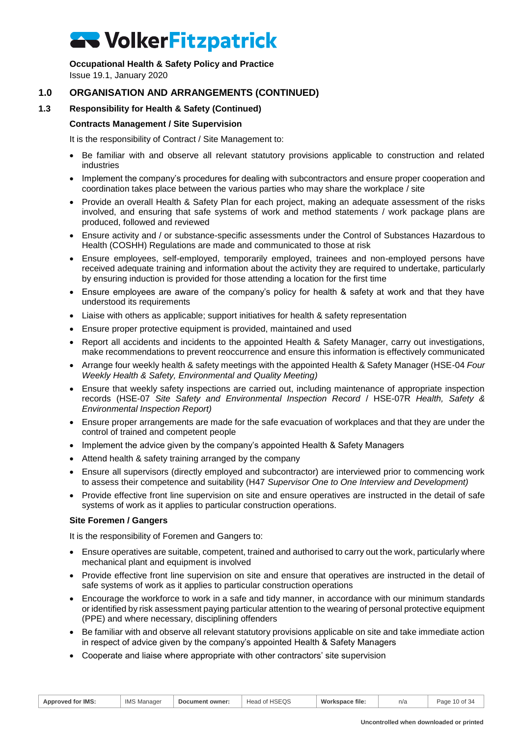## 1.0 ORGANISATION AND ARRANGEMENTS (CONTINUED)

### 1.3 Responsibility for Health & Safety (Continued)

**Contracts Management / Site Supervision**

It is the responsibility of Contract / Site Management to:

- Be familiar with and observe all relevant statutory provisions applicable to construction and related industries
- Implement the company's procedures for dealing with subcontractors and ensure proper cooperation and coordination takes place between the various parties who may share the workplace / site
- Provide an overall Health & Safety Plan for each project, making an adequate assessment of the risks involved, and ensuring that safe systems of work and method statements / work package plans are produced, followed and reviewed
- Ensure activity and / or substance-specific assessments under the Control of Substances Hazardous to Health (COSHH) Regulations are made and communicated to those at risk
- Ensure employees, self-employed, temporarily employed, trainees and non-employed persons have received adequate training and information about the activity they are required to undertake, particularly by ensuring induction is provided for those attending a location for the first time
- Ensure employees are aware of the company's policy for health & safety at work and that they have understood its requirements
- Liaise with others as applicable; support initiatives for health & safety representation
- Ensure proper protective equipment is provided, maintained and used
- Report all accidents and incidents to the appointed Health & Safety Manager, carry out investigations, make recommendations to prevent reoccurrence and ensure this information is effectively communicated
- Arrange four weekly health & safety meetings with the appointed Health & Safety Manager (HSE-04 *Four Weekly Health & Safety, Environmental and Quality Meeting)*
- Ensure that weekly safety inspections are carried out, including maintenance of appropriate inspection records (HSE-07 *Site Safety and Environmental Inspection Record* / HSE-07R *Health, Safety & Environmental Inspection Report)*
- Ensure proper arrangements are made for the safe evacuation of workplaces and that they are under the control of trained and competent people
- Implement the advice given by the company's appointed Health & Safety Managers
- Attend health & safety training arranged by the company
- Ensure all supervisors (directly employed and subcontractor) are interviewed prior to commencing work to assess their competence and suitability (H47 *Supervisor One to One Interview and Development)*
- Provide effective front line supervision on site and ensure operatives are instructed in the detail of safe systems of work as it applies to particular construction operations.

**Site Foremen / Gangers**

It is the responsibility of Foremen and Gangers to:

- Ensure operatives are suitable, competent, trained and authorised to carry out the work, particularly where mechanical plant and equipment is involved
- Provide effective front line supervision on site and ensure that operatives are instructed in the detail of safe systems of work as it applies to particular construction operations
- Encourage the workforce to work in a safe and tidy manner, in accordance with our minimum standards or identified by risk assessment paying particular attention to the wearing of personal protective equipment (PPE) and where necessary, disciplining offenders
- Be familiar with and observe all relevant statutory provisions applicable on site and take immediate action in respect of advice given by the company's appointed Health & Safety Managers
- Cooperate and liaise where appropriate with other contractors' site supervision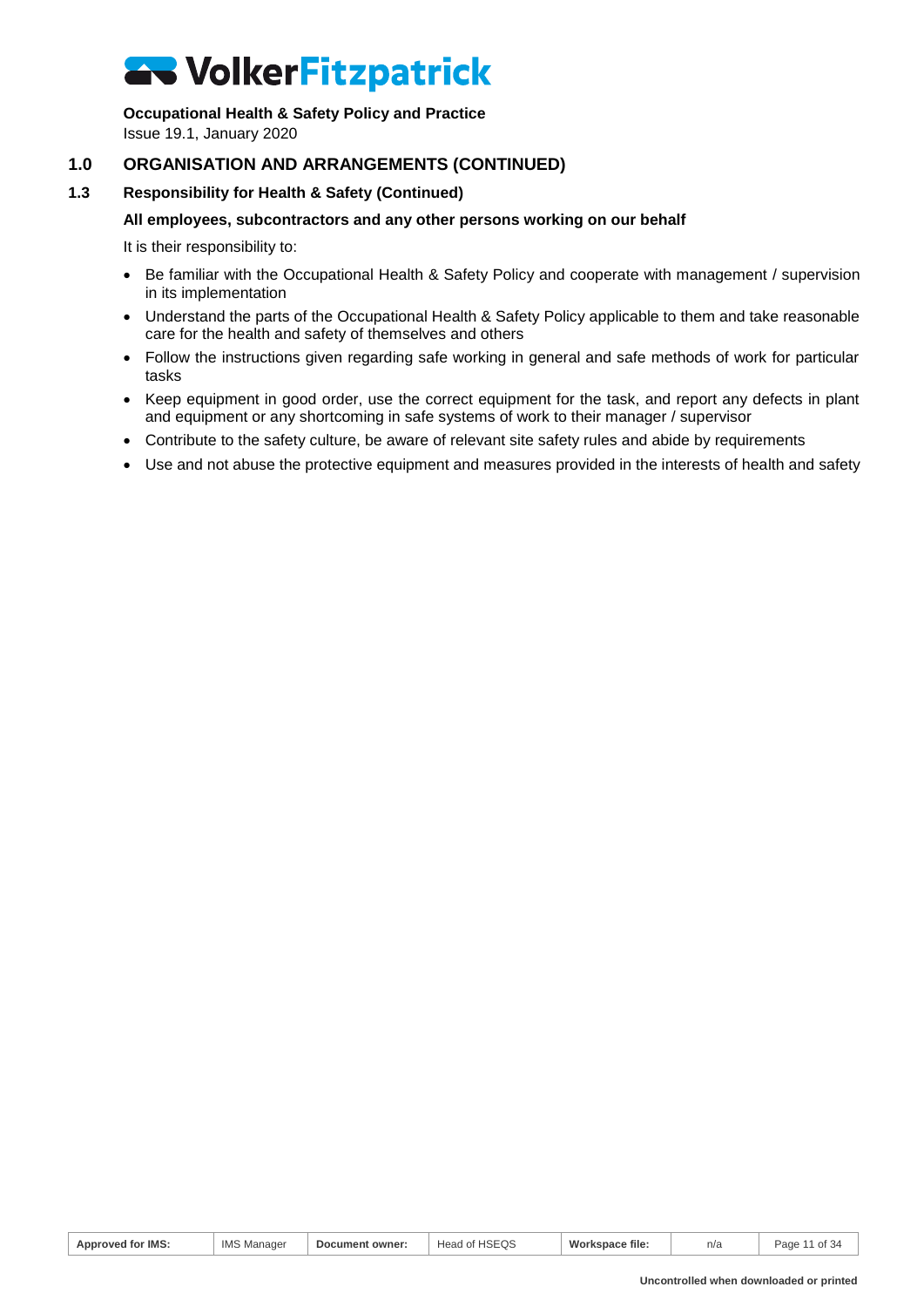## 1.0 ORGANISATION AND ARRANGEMENTS (CONTINUED)

### 1.3 Responsibility for Health & Safety (Continued)

**All employees, subcontractors and any other persons working on our behalf**

It is their responsibility to:

- Be familiar with the Occupational Health & Safety Policy and cooperate with management / supervision in its implementation
- Understand the parts of the Occupational Health & Safety Policy applicable to them and take reasonable care for the health and safety of themselves and others
- Follow the instructions given regarding safe working in general and safe methods of work for particular tasks
- Keep equipment in good order, use the correct equipment for the task, and report any defects in plant and equipment or any shortcoming in safe systems of work to their manager / supervisor
- Contribute to the safety culture, be aware of relevant site safety rules and abide by requirements
- Use and not abuse the protective equipment and measures provided in the interests of health and safety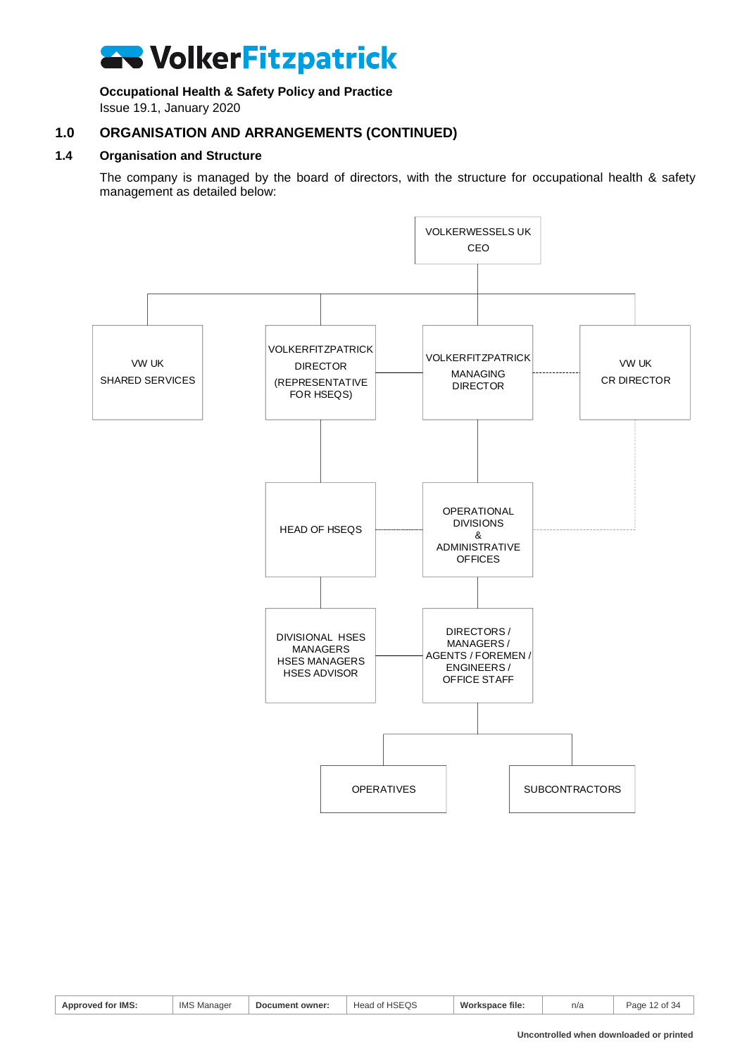**Occupational Health & Safety Policy and Practice**
Issue 19.1, January 2020

## 1.0 ORGANISATION AND ARRANGEMENTS (CONTINUED)

### 1.4 Organisation and Structure

The company is managed by the board of directors, with the structure for occupational health & safety management as detailed below:

VOLKERWESSELS UK CEO

VW UK SHARED SERVICES

VOLKERFITZPATRICK DIRECTOR (REPRESENTATIVE FOR HSEQS)

VOLKERFITZPATRICK MANAGING DIRECTOR

VW UK CR DIRECTOR

HEAD OF HSEQS

OPERATIONAL DIVISIONS & ADMINISTRATIVE OFFICES

DIVISIONAL HSES MANAGERS HSES MANAGERS HSES ADVISOR

DIRECTORS / MANAGERS / AGENTS / FOREMEN / ENGINEERS / OFFICE STAFF

OPERATIVES

SUBCONTRACTORS

| Approved for IMS: | IMS Manager | Document owner: | Head of HSEQS | Workspace file: | n/a |
|---|---|---|---|---|---|

**Uncontrolled when downloaded or printed**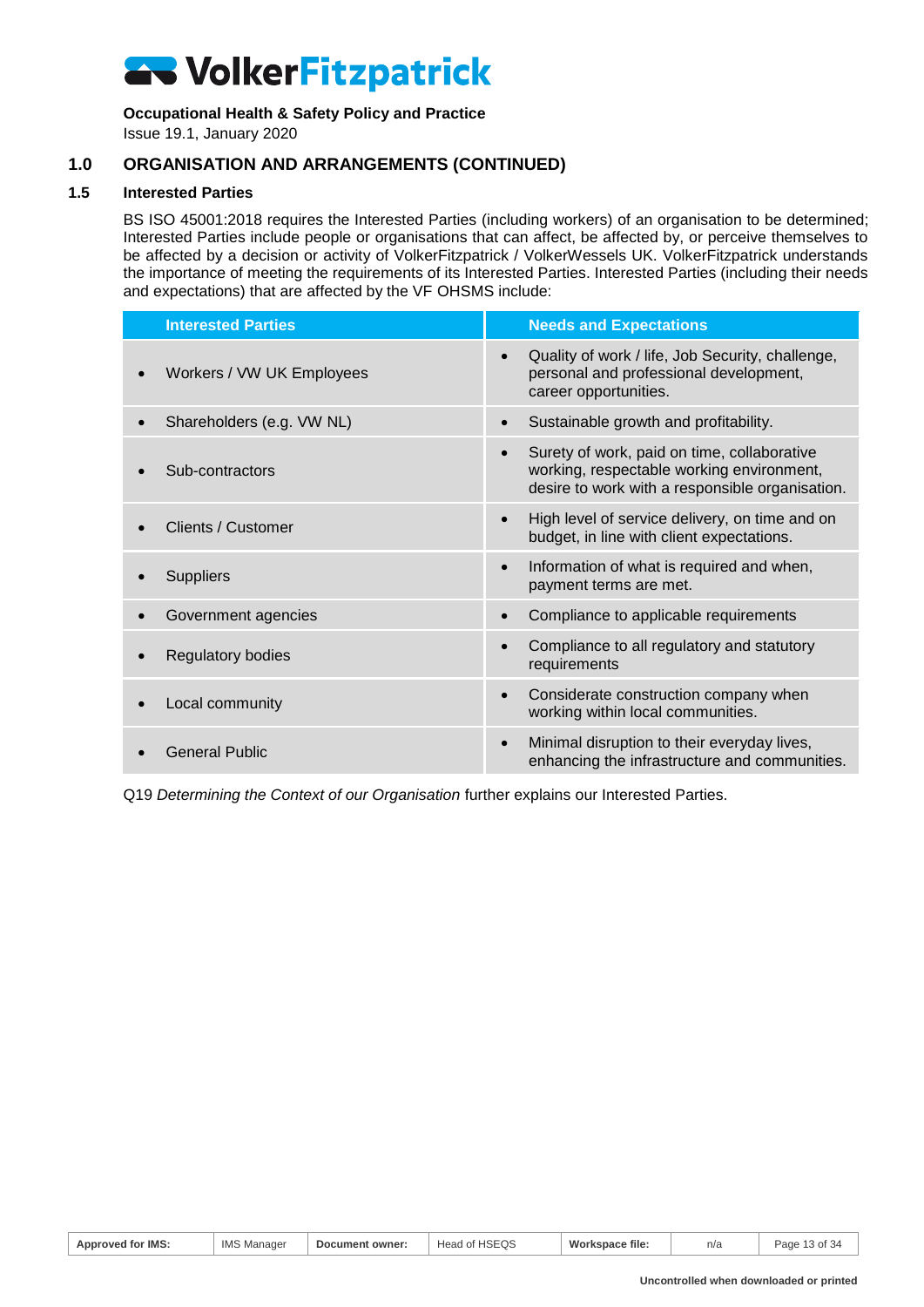## 1.0 ORGANISATION AND ARRANGEMENTS (CONTINUED)

### 1.5 Interested Parties

BS ISO 45001:2018 requires the Interested Parties (including workers) of an organisation to be determined; Interested Parties include people or organisations that can affect, be affected by, or perceive themselves to be affected by a decision or activity of VolkerFitzpatrick / VolkerWessels UK. VolkerFitzpatrick understands the importance of meeting the requirements of its Interested Parties. Interested Parties (including their needs and expectations) that are affected by the VF OHSMS include:

| Interested Parties | Needs and Expectations |
|---|---|
| • Workers / VW UK Employees | • Quality of work / life, Job Security, challenge, personal and professional development, career opportunities. |
| • Shareholders (e.g. VW NL) | • Sustainable growth and profitability. |
| • Sub-contractors | • Surety of work, paid on time, collaborative working, respectable working environment, desire to work with a responsible organisation. |
| • Clients / Customer | • High level of service delivery, on time and on budget, in line with client expectations. |
| • Suppliers | • Information of what is required and when, payment terms are met. |
| • Government agencies | • Compliance to applicable requirements |
| • Regulatory bodies | • Compliance to all regulatory and statutory requirements |
| • Local community | • Considerate construction company when working within local communities. |
| • General Public | • Minimal disruption to their everyday lives, enhancing the infrastructure and communities. |

Q19 *Determining the Context of our Organisation* further explains our Interested Parties.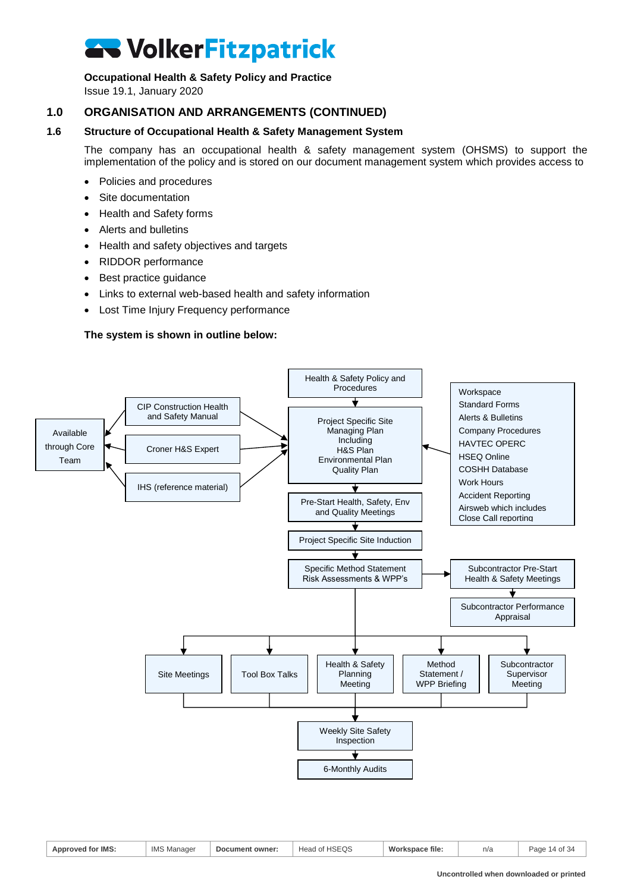**Occupational Health & Safety Policy and Practice**
Issue 19.1, January 2020

## 1.0 ORGANISATION AND ARRANGEMENTS (CONTINUED)

### 1.6 Structure of Occupational Health & Safety Management System

The company has an occupational health & safety management system (OHSMS) to support the implementation of the policy and is stored on our document management system which provides access to

- Policies and procedures
- Site documentation
- Health and Safety forms
- Alerts and bulletins
- Health and safety objectives and targets
- RIDDOR performance
- Best practice guidance
- Links to external web-based health and safety information
- Lost Time Injury Frequency performance

**The system is shown in outline below:**

Health & Safety Policy and Procedures

CIP Construction Health and Safety Manual

Croner H&S Expert

IHS (reference material)

Available through Core Team

Project Specific Site Managing Plan Including H&S Plan Environmental Plan Quality Plan

Workspace
Standard Forms
Alerts & Bulletins
Company Procedures
HAVTEC OPERC
HSEQ Online
COSHH Database
Work Hours
Accident Reporting
Airsweb which includes Close Call reporting

Pre-Start Health, Safety, Env and Quality Meetings

Project Specific Site Induction

Specific Method Statement Risk Assessments & WPP's

Subcontractor Pre-Start Health & Safety Meetings

Subcontractor Performance Appraisal

Site Meetings

Tool Box Talks

Health & Safety Planning Meeting

Method Statement / WPP Briefing

Subcontractor Supervisor Meeting

Weekly Site Safety Inspection

6-Monthly Audits

| Approved for IMS: | IMS Manager | Document owner: | Head of HSEQS | Workspace file: | n/a |
|---|---|---|---|---|---|

Uncontrolled when downloaded or printed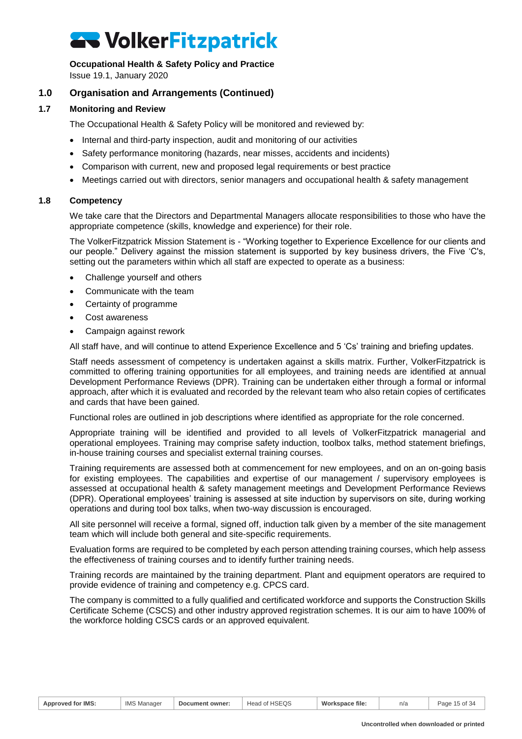## 1.0 Organisation and Arrangements (Continued)

### 1.7 Monitoring and Review

The Occupational Health & Safety Policy will be monitored and reviewed by:

- Internal and third-party inspection, audit and monitoring of our activities
- Safety performance monitoring (hazards, near misses, accidents and incidents)
- Comparison with current, new and proposed legal requirements or best practice
- Meetings carried out with directors, senior managers and occupational health & safety management

### 1.8 Competency

We take care that the Directors and Departmental Managers allocate responsibilities to those who have the appropriate competence (skills, knowledge and experience) for their role.

The VolkerFitzpatrick Mission Statement is - "Working together to Experience Excellence for our clients and our people." Delivery against the mission statement is supported by key business drivers, the Five 'C's, setting out the parameters within which all staff are expected to operate as a business:

- Challenge yourself and others
- Communicate with the team
- Certainty of programme
- Cost awareness
- Campaign against rework

All staff have, and will continue to attend Experience Excellence and 5 'Cs' training and briefing updates.

Staff needs assessment of competency is undertaken against a skills matrix. Further, VolkerFitzpatrick is committed to offering training opportunities for all employees, and training needs are identified at annual Development Performance Reviews (DPR). Training can be undertaken either through a formal or informal approach, after which it is evaluated and recorded by the relevant team who also retain copies of certificates and cards that have been gained.

Functional roles are outlined in job descriptions where identified as appropriate for the role concerned.

Appropriate training will be identified and provided to all levels of VolkerFitzpatrick managerial and operational employees. Training may comprise safety induction, toolbox talks, method statement briefings, in-house training courses and specialist external training courses.

Training requirements are assessed both at commencement for new employees, and on an on-going basis for existing employees. The capabilities and expertise of our management / supervisory employees is assessed at occupational health & safety management meetings and Development Performance Reviews (DPR). Operational employees' training is assessed at site induction by supervisors on site, during working operations and during tool box talks, when two-way discussion is encouraged.

All site personnel will receive a formal, signed off, induction talk given by a member of the site management team which will include both general and site-specific requirements.

Evaluation forms are required to be completed by each person attending training courses, which help assess the effectiveness of training courses and to identify further training needs.

Training records are maintained by the training department. Plant and equipment operators are required to provide evidence of training and competency e.g. CPCS card.

The company is committed to a fully qualified and certificated workforce and supports the Construction Skills Certificate Scheme (CSCS) and other industry approved registration schemes. It is our aim to have 100% of the workforce holding CSCS cards or an approved equivalent.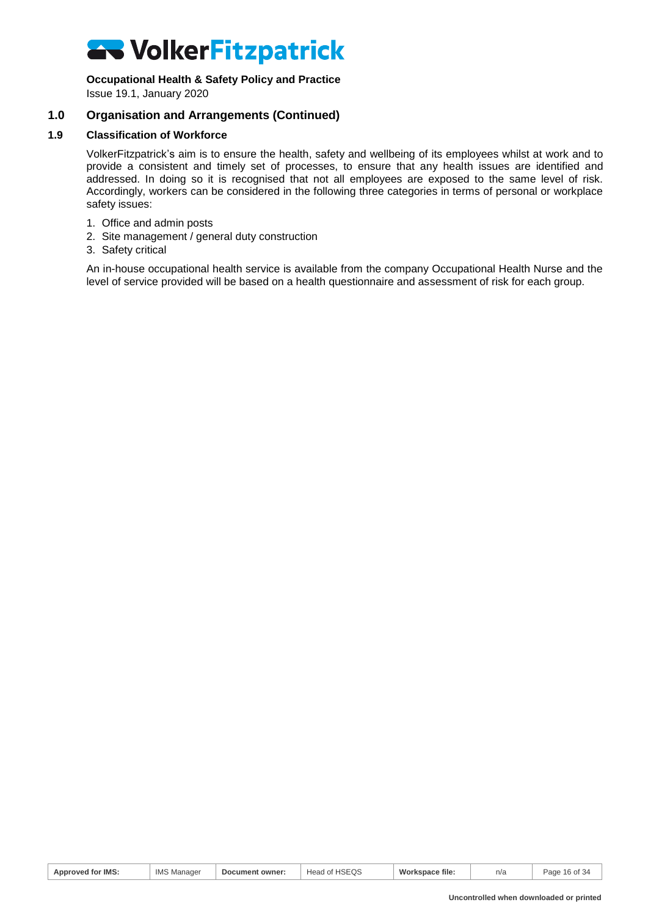## 1.0 Organisation and Arrangements (Continued)

### 1.9 Classification of Workforce

VolkerFitzpatrick's aim is to ensure the health, safety and wellbeing of its employees whilst at work and to provide a consistent and timely set of processes, to ensure that any health issues are identified and addressed. In doing so it is recognised that not all employees are exposed to the same level of risk. Accordingly, workers can be considered in the following three categories in terms of personal or workplace safety issues:

1. Office and admin posts
2. Site management / general duty construction
3. Safety critical

An in-house occupational health service is available from the company Occupational Health Nurse and the level of service provided will be based on a health questionnaire and assessment of risk for each group.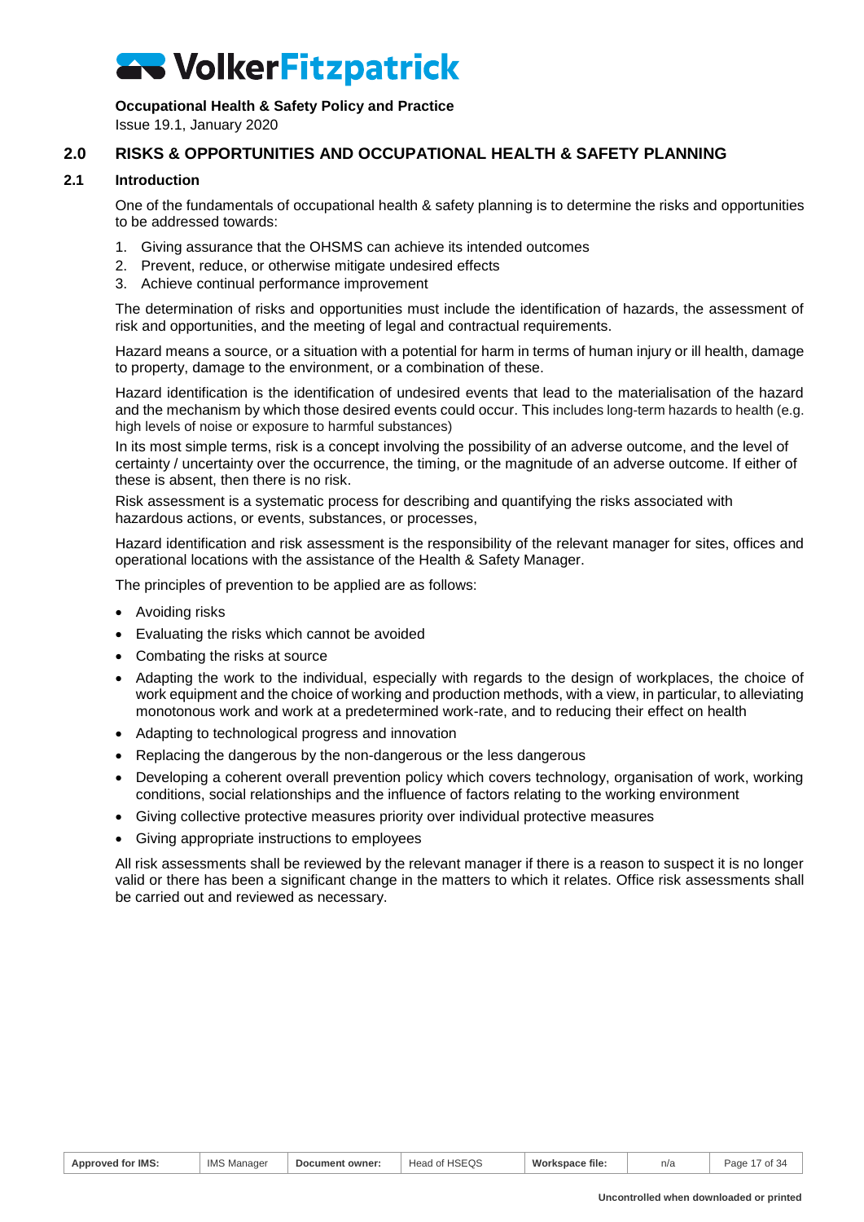## 2.0 RISKS & OPPORTUNITIES AND OCCUPATIONAL HEALTH & SAFETY PLANNING

### 2.1 Introduction

One of the fundamentals of occupational health & safety planning is to determine the risks and opportunities to be addressed towards:

1. Giving assurance that the OHSMS can achieve its intended outcomes
2. Prevent, reduce, or otherwise mitigate undesired effects
3. Achieve continual performance improvement

The determination of risks and opportunities must include the identification of hazards, the assessment of risk and opportunities, and the meeting of legal and contractual requirements.

Hazard means a source, or a situation with a potential for harm in terms of human injury or ill health, damage to property, damage to the environment, or a combination of these.

Hazard identification is the identification of undesired events that lead to the materialisation of the hazard and the mechanism by which those desired events could occur. This includes long-term hazards to health (e.g. high levels of noise or exposure to harmful substances)

In its most simple terms, risk is a concept involving the possibility of an adverse outcome, and the level of certainty / uncertainty over the occurrence, the timing, or the magnitude of an adverse outcome. If either of these is absent, then there is no risk.

Risk assessment is a systematic process for describing and quantifying the risks associated with hazardous actions, or events, substances, or processes,

Hazard identification and risk assessment is the responsibility of the relevant manager for sites, offices and operational locations with the assistance of the Health & Safety Manager.

The principles of prevention to be applied are as follows:

- Avoiding risks
- Evaluating the risks which cannot be avoided
- Combating the risks at source
- Adapting the work to the individual, especially with regards to the design of workplaces, the choice of work equipment and the choice of working and production methods, with a view, in particular, to alleviating monotonous work and work at a predetermined work-rate, and to reducing their effect on health
- Adapting to technological progress and innovation
- Replacing the dangerous by the non-dangerous or the less dangerous
- Developing a coherent overall prevention policy which covers technology, organisation of work, working conditions, social relationships and the influence of factors relating to the working environment
- Giving collective protective measures priority over individual protective measures
- Giving appropriate instructions to employees

All risk assessments shall be reviewed by the relevant manager if there is a reason to suspect it is no longer valid or there has been a significant change in the matters to which it relates. Office risk assessments shall be carried out and reviewed as necessary.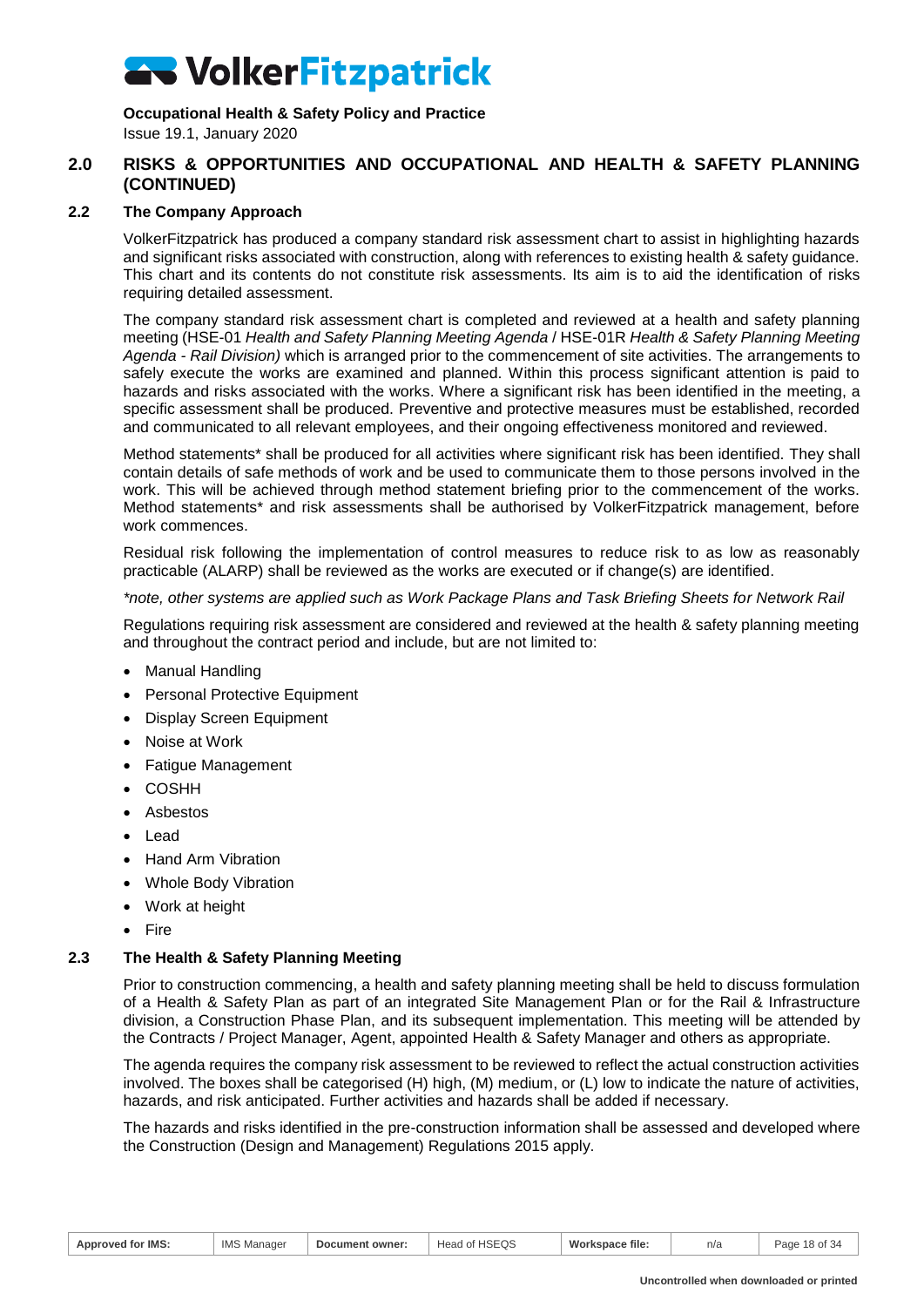## 2.0 RISKS & OPPORTUNITIES AND OCCUPATIONAL AND HEALTH & SAFETY PLANNING (CONTINUED)

### 2.2 The Company Approach

VolkerFitzpatrick has produced a company standard risk assessment chart to assist in highlighting hazards and significant risks associated with construction, along with references to existing health & safety guidance. This chart and its contents do not constitute risk assessments. Its aim is to aid the identification of risks requiring detailed assessment.

The company standard risk assessment chart is completed and reviewed at a health and safety planning meeting (HSE-01 *Health and Safety Planning Meeting Agenda* / HSE-01R *Health & Safety Planning Meeting Agenda - Rail Division)* which is arranged prior to the commencement of site activities. The arrangements to safely execute the works are examined and planned. Within this process significant attention is paid to hazards and risks associated with the works. Where a significant risk has been identified in the meeting, a specific assessment shall be produced. Preventive and protective measures must be established, recorded and communicated to all relevant employees, and their ongoing effectiveness monitored and reviewed.

Method statements* shall be produced for all activities where significant risk has been identified. They shall contain details of safe methods of work and be used to communicate them to those persons involved in the work. This will be achieved through method statement briefing prior to the commencement of the works. Method statements* and risk assessments shall be authorised by VolkerFitzpatrick management, before work commences.

Residual risk following the implementation of control measures to reduce risk to as low as reasonably practicable (ALARP) shall be reviewed as the works are executed or if change(s) are identified.

*\*note, other systems are applied such as Work Package Plans and Task Briefing Sheets for Network Rail*

Regulations requiring risk assessment are considered and reviewed at the health & safety planning meeting and throughout the contract period and include, but are not limited to:

- Manual Handling
- Personal Protective Equipment
- Display Screen Equipment
- Noise at Work
- Fatigue Management
- COSHH
- Asbestos
- Lead
- Hand Arm Vibration
- Whole Body Vibration
- Work at height
- Fire

### 2.3 The Health & Safety Planning Meeting

Prior to construction commencing, a health and safety planning meeting shall be held to discuss formulation of a Health & Safety Plan as part of an integrated Site Management Plan or for the Rail & Infrastructure division, a Construction Phase Plan, and its subsequent implementation. This meeting will be attended by the Contracts / Project Manager, Agent, appointed Health & Safety Manager and others as appropriate.

The agenda requires the company risk assessment to be reviewed to reflect the actual construction activities involved. The boxes shall be categorised (H) high, (M) medium, or (L) low to indicate the nature of activities, hazards, and risk anticipated. Further activities and hazards shall be added if necessary.

The hazards and risks identified in the pre-construction information shall be assessed and developed where the Construction (Design and Management) Regulations 2015 apply.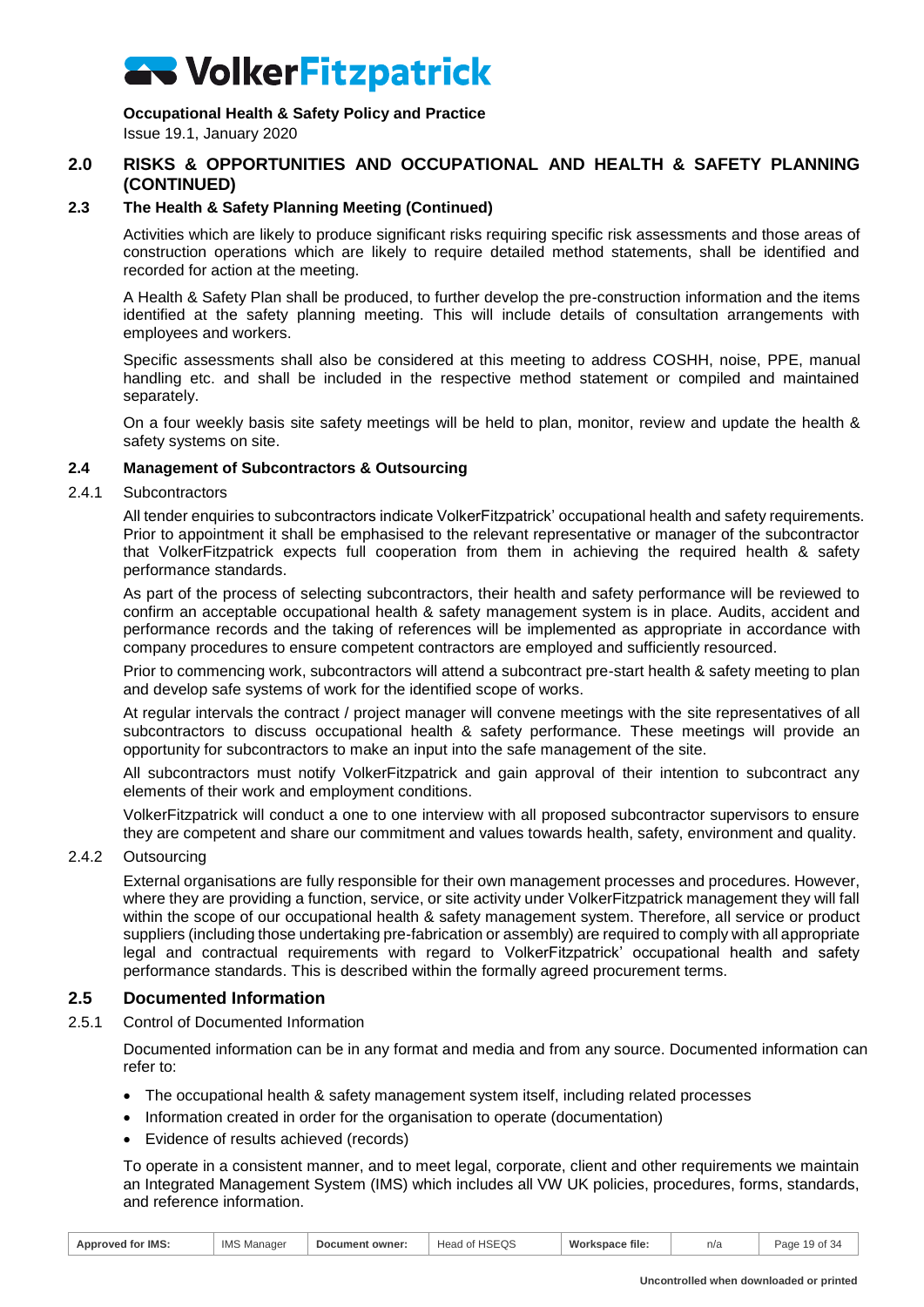## 2.0 RISKS & OPPORTUNITIES AND OCCUPATIONAL AND HEALTH & SAFETY PLANNING (CONTINUED)

### 2.3 The Health & Safety Planning Meeting (Continued)

Activities which are likely to produce significant risks requiring specific risk assessments and those areas of construction operations which are likely to require detailed method statements, shall be identified and recorded for action at the meeting.

A Health & Safety Plan shall be produced, to further develop the pre-construction information and the items identified at the safety planning meeting. This will include details of consultation arrangements with employees and workers.

Specific assessments shall also be considered at this meeting to address COSHH, noise, PPE, manual handling etc. and shall be included in the respective method statement or compiled and maintained separately.

On a four weekly basis site safety meetings will be held to plan, monitor, review and update the health & safety systems on site.

### 2.4 Management of Subcontractors & Outsourcing

#### 2.4.1 Subcontractors

All tender enquiries to subcontractors indicate VolkerFitzpatrick' occupational health and safety requirements. Prior to appointment it shall be emphasised to the relevant representative or manager of the subcontractor that VolkerFitzpatrick expects full cooperation from them in achieving the required health & safety performance standards.

As part of the process of selecting subcontractors, their health and safety performance will be reviewed to confirm an acceptable occupational health & safety management system is in place. Audits, accident and performance records and the taking of references will be implemented as appropriate in accordance with company procedures to ensure competent contractors are employed and sufficiently resourced.

Prior to commencing work, subcontractors will attend a subcontract pre-start health & safety meeting to plan and develop safe systems of work for the identified scope of works.

At regular intervals the contract / project manager will convene meetings with the site representatives of all subcontractors to discuss occupational health & safety performance. These meetings will provide an opportunity for subcontractors to make an input into the safe management of the site.

All subcontractors must notify VolkerFitzpatrick and gain approval of their intention to subcontract any elements of their work and employment conditions.

VolkerFitzpatrick will conduct a one to one interview with all proposed subcontractor supervisors to ensure they are competent and share our commitment and values towards health, safety, environment and quality.

#### 2.4.2 Outsourcing

External organisations are fully responsible for their own management processes and procedures. However, where they are providing a function, service, or site activity under VolkerFitzpatrick management they will fall within the scope of our occupational health & safety management system. Therefore, all service or product suppliers (including those undertaking pre-fabrication or assembly) are required to comply with all appropriate legal and contractual requirements with regard to VolkerFitzpatrick' occupational health and safety performance standards. This is described within the formally agreed procurement terms.

### 2.5 Documented Information

#### 2.5.1 Control of Documented Information

Documented information can be in any format and media and from any source. Documented information can refer to:

- The occupational health & safety management system itself, including related processes
- Information created in order for the organisation to operate (documentation)
- Evidence of results achieved (records)

To operate in a consistent manner, and to meet legal, corporate, client and other requirements we maintain an Integrated Management System (IMS) which includes all VW UK policies, procedures, forms, standards, and reference information.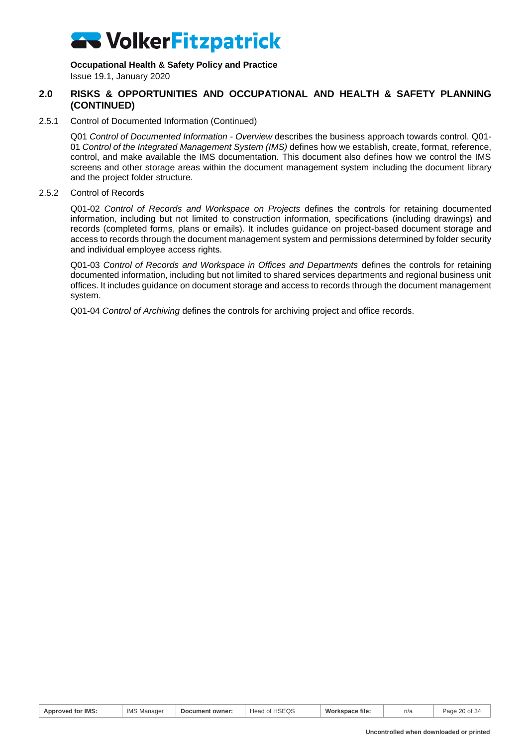## 2.0 RISKS & OPPORTUNITIES AND OCCUPATIONAL AND HEALTH & SAFETY PLANNING (CONTINUED)

### 2.5.1 Control of Documented Information (Continued)

Q01 *Control of Documented Information - Overview* describes the business approach towards control. Q01-01 *Control of the Integrated Management System (IMS)* defines how we establish, create, format, reference, control, and make available the IMS documentation. This document also defines how we control the IMS screens and other storage areas within the document management system including the document library and the project folder structure.

### 2.5.2 Control of Records

Q01-02 *Control of Records and Workspace on Projects* defines the controls for retaining documented information, including but not limited to construction information, specifications (including drawings) and records (completed forms, plans or emails). It includes guidance on project-based document storage and access to records through the document management system and permissions determined by folder security and individual employee access rights.

Q01-03 *Control of Records and Workspace in Offices and Departments* defines the controls for retaining documented information, including but not limited to shared services departments and regional business unit offices. It includes guidance on document storage and access to records through the document management system.

Q01-04 *Control of Archiving* defines the controls for archiving project and office records.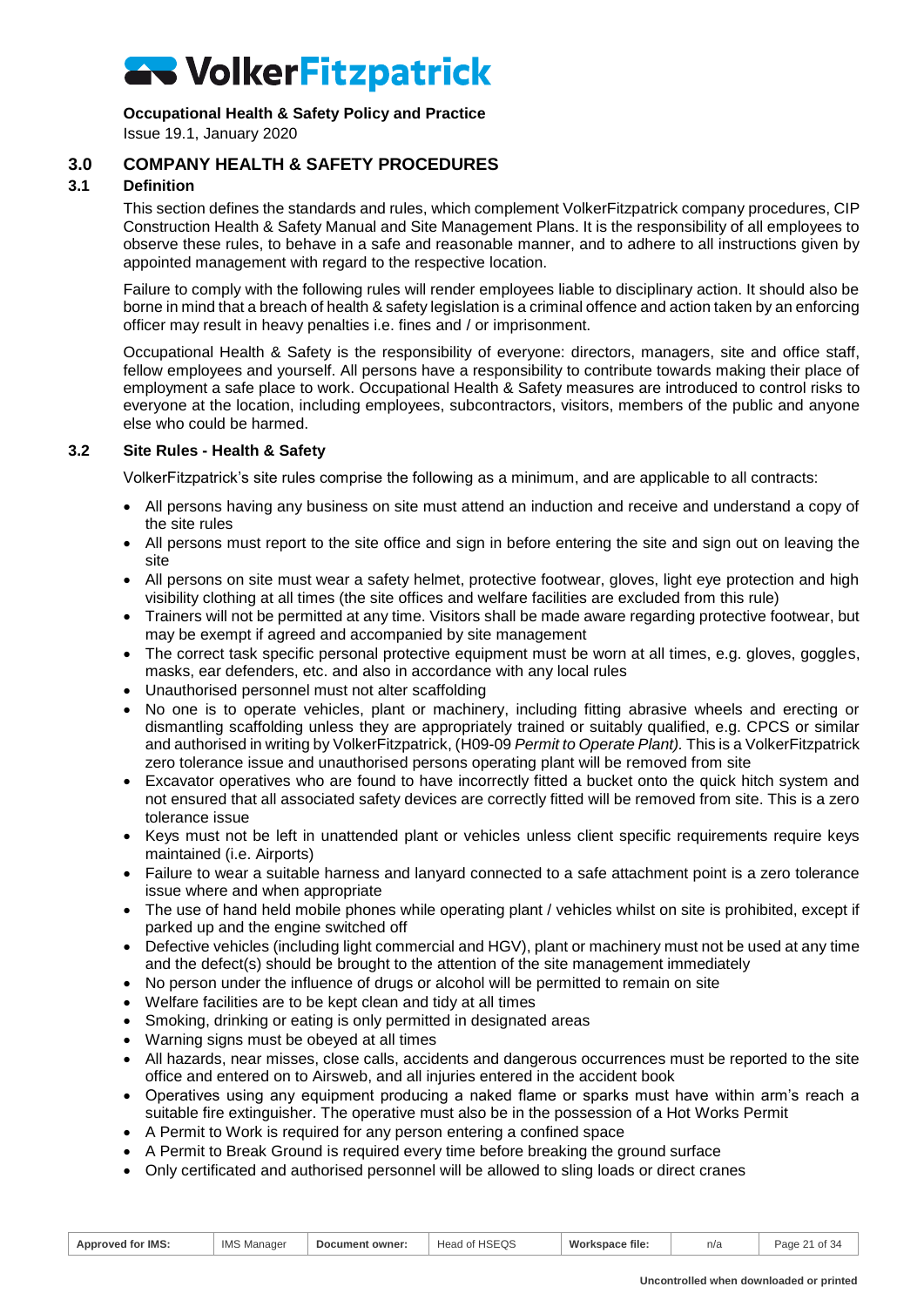## 3.0 COMPANY HEALTH & SAFETY PROCEDURES

### 3.1 Definition

This section defines the standards and rules, which complement VolkerFitzpatrick company procedures, CIP Construction Health & Safety Manual and Site Management Plans. It is the responsibility of all employees to observe these rules, to behave in a safe and reasonable manner, and to adhere to all instructions given by appointed management with regard to the respective location.

Failure to comply with the following rules will render employees liable to disciplinary action. It should also be borne in mind that a breach of health & safety legislation is a criminal offence and action taken by an enforcing officer may result in heavy penalties i.e. fines and / or imprisonment.

Occupational Health & Safety is the responsibility of everyone: directors, managers, site and office staff, fellow employees and yourself. All persons have a responsibility to contribute towards making their place of employment a safe place to work. Occupational Health & Safety measures are introduced to control risks to everyone at the location, including employees, subcontractors, visitors, members of the public and anyone else who could be harmed.

### 3.2 Site Rules - Health & Safety

VolkerFitzpatrick's site rules comprise the following as a minimum, and are applicable to all contracts:

- All persons having any business on site must attend an induction and receive and understand a copy of the site rules
- All persons must report to the site office and sign in before entering the site and sign out on leaving the site
- All persons on site must wear a safety helmet, protective footwear, gloves, light eye protection and high visibility clothing at all times (the site offices and welfare facilities are excluded from this rule)
- Trainers will not be permitted at any time. Visitors shall be made aware regarding protective footwear, but may be exempt if agreed and accompanied by site management
- The correct task specific personal protective equipment must be worn at all times, e.g. gloves, goggles, masks, ear defenders, etc. and also in accordance with any local rules
- Unauthorised personnel must not alter scaffolding
- No one is to operate vehicles, plant or machinery, including fitting abrasive wheels and erecting or dismantling scaffolding unless they are appropriately trained or suitably qualified, e.g. CPCS or similar and authorised in writing by VolkerFitzpatrick, (H09-09 *Permit to Operate Plant).* This is a VolkerFitzpatrick zero tolerance issue and unauthorised persons operating plant will be removed from site
- Excavator operatives who are found to have incorrectly fitted a bucket onto the quick hitch system and not ensured that all associated safety devices are correctly fitted will be removed from site. This is a zero tolerance issue
- Keys must not be left in unattended plant or vehicles unless client specific requirements require keys maintained (i.e. Airports)
- Failure to wear a suitable harness and lanyard connected to a safe attachment point is a zero tolerance issue where and when appropriate
- The use of hand held mobile phones while operating plant / vehicles whilst on site is prohibited, except if parked up and the engine switched off
- Defective vehicles (including light commercial and HGV), plant or machinery must not be used at any time and the defect(s) should be brought to the attention of the site management immediately
- No person under the influence of drugs or alcohol will be permitted to remain on site
- Welfare facilities are to be kept clean and tidy at all times
- Smoking, drinking or eating is only permitted in designated areas
- Warning signs must be obeyed at all times
- All hazards, near misses, close calls, accidents and dangerous occurrences must be reported to the site office and entered on to Airsweb, and all injuries entered in the accident book
- Operatives using any equipment producing a naked flame or sparks must have within arm's reach a suitable fire extinguisher. The operative must also be in the possession of a Hot Works Permit
- A Permit to Work is required for any person entering a confined space
- A Permit to Break Ground is required every time before breaking the ground surface
- Only certificated and authorised personnel will be allowed to sling loads or direct cranes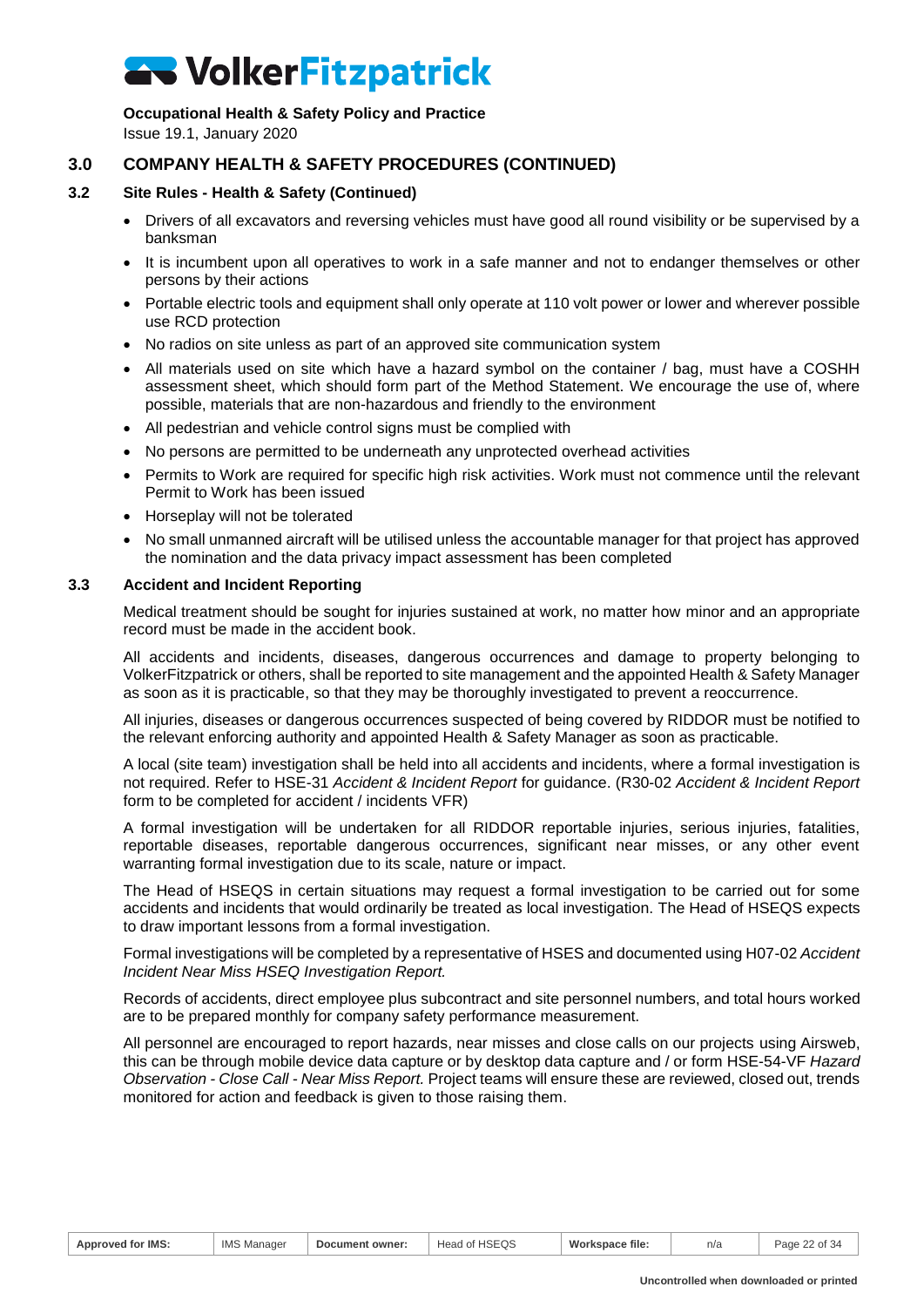## 3.0 COMPANY HEALTH & SAFETY PROCEDURES (CONTINUED)

### 3.2 Site Rules - Health & Safety (Continued)

- Drivers of all excavators and reversing vehicles must have good all round visibility or be supervised by a banksman
- It is incumbent upon all operatives to work in a safe manner and not to endanger themselves or other persons by their actions
- Portable electric tools and equipment shall only operate at 110 volt power or lower and wherever possible use RCD protection
- No radios on site unless as part of an approved site communication system
- All materials used on site which have a hazard symbol on the container / bag, must have a COSHH assessment sheet, which should form part of the Method Statement. We encourage the use of, where possible, materials that are non-hazardous and friendly to the environment
- All pedestrian and vehicle control signs must be complied with
- No persons are permitted to be underneath any unprotected overhead activities
- Permits to Work are required for specific high risk activities. Work must not commence until the relevant Permit to Work has been issued
- Horseplay will not be tolerated
- No small unmanned aircraft will be utilised unless the accountable manager for that project has approved the nomination and the data privacy impact assessment has been completed

### 3.3 Accident and Incident Reporting

Medical treatment should be sought for injuries sustained at work, no matter how minor and an appropriate record must be made in the accident book.

All accidents and incidents, diseases, dangerous occurrences and damage to property belonging to VolkerFitzpatrick or others, shall be reported to site management and the appointed Health & Safety Manager as soon as it is practicable, so that they may be thoroughly investigated to prevent a reoccurrence.

All injuries, diseases or dangerous occurrences suspected of being covered by RIDDOR must be notified to the relevant enforcing authority and appointed Health & Safety Manager as soon as practicable.

A local (site team) investigation shall be held into all accidents and incidents, where a formal investigation is not required. Refer to HSE-31 *Accident & Incident Report* for guidance. (R30-02 *Accident & Incident Report* form to be completed for accident / incidents VFR)

A formal investigation will be undertaken for all RIDDOR reportable injuries, serious injuries, fatalities, reportable diseases, reportable dangerous occurrences, significant near misses, or any other event warranting formal investigation due to its scale, nature or impact.

The Head of HSEQS in certain situations may request a formal investigation to be carried out for some accidents and incidents that would ordinarily be treated as local investigation. The Head of HSEQS expects to draw important lessons from a formal investigation.

Formal investigations will be completed by a representative of HSES and documented using H07-02 *Accident Incident Near Miss HSEQ Investigation Report.*

Records of accidents, direct employee plus subcontract and site personnel numbers, and total hours worked are to be prepared monthly for company safety performance measurement.

All personnel are encouraged to report hazards, near misses and close calls on our projects using Airsweb, this can be through mobile device data capture or by desktop data capture and / or form HSE-54-VF *Hazard Observation - Close Call - Near Miss Report.* Project teams will ensure these are reviewed, closed out, trends monitored for action and feedback is given to those raising them.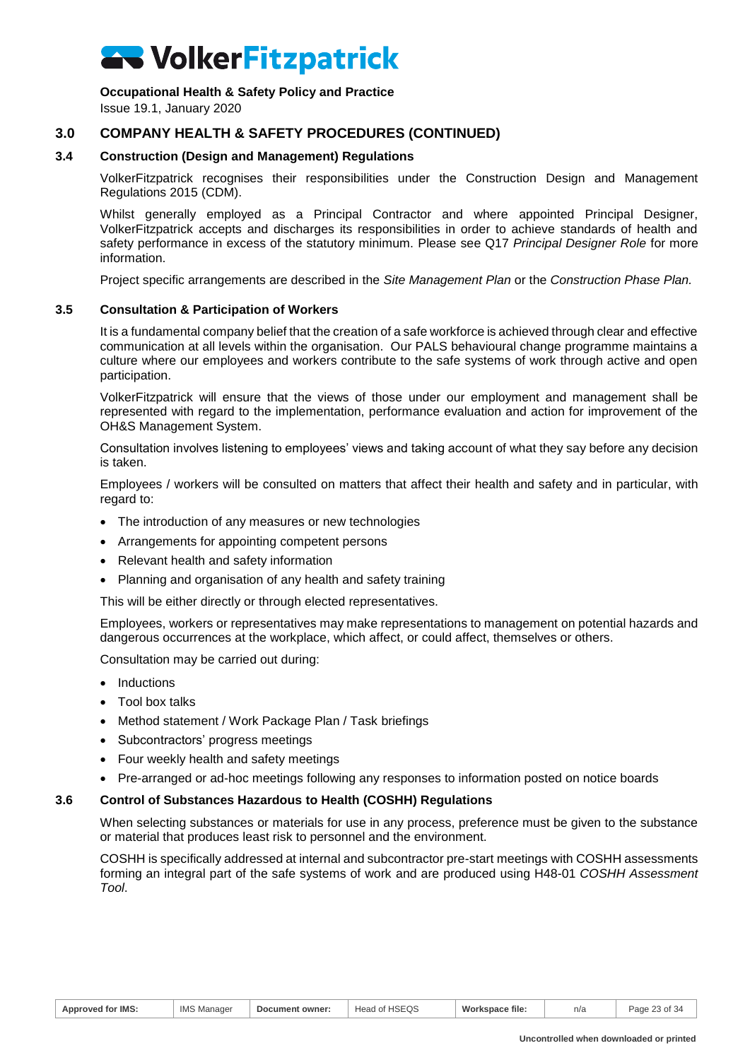## 3.0 COMPANY HEALTH & SAFETY PROCEDURES (CONTINUED)

### 3.4 Construction (Design and Management) Regulations

VolkerFitzpatrick recognises their responsibilities under the Construction Design and Management Regulations 2015 (CDM).

Whilst generally employed as a Principal Contractor and where appointed Principal Designer, VolkerFitzpatrick accepts and discharges its responsibilities in order to achieve standards of health and safety performance in excess of the statutory minimum. Please see Q17 *Principal Designer Role* for more information.

Project specific arrangements are described in the *Site Management Plan* or the *Construction Phase Plan.*

### 3.5 Consultation & Participation of Workers

It is a fundamental company belief that the creation of a safe workforce is achieved through clear and effective communication at all levels within the organisation. Our PALS behavioural change programme maintains a culture where our employees and workers contribute to the safe systems of work through active and open participation.

VolkerFitzpatrick will ensure that the views of those under our employment and management shall be represented with regard to the implementation, performance evaluation and action for improvement of the OH&S Management System.

Consultation involves listening to employees' views and taking account of what they say before any decision is taken.

Employees / workers will be consulted on matters that affect their health and safety and in particular, with regard to:

- The introduction of any measures or new technologies
- Arrangements for appointing competent persons
- Relevant health and safety information
- Planning and organisation of any health and safety training

This will be either directly or through elected representatives.

Employees, workers or representatives may make representations to management on potential hazards and dangerous occurrences at the workplace, which affect, or could affect, themselves or others.

Consultation may be carried out during:

- Inductions
- Tool box talks
- Method statement / Work Package Plan / Task briefings
- Subcontractors' progress meetings
- Four weekly health and safety meetings
- Pre-arranged or ad-hoc meetings following any responses to information posted on notice boards

### 3.6 Control of Substances Hazardous to Health (COSHH) Regulations

When selecting substances or materials for use in any process, preference must be given to the substance or material that produces least risk to personnel and the environment.

COSHH is specifically addressed at internal and subcontractor pre-start meetings with COSHH assessments forming an integral part of the safe systems of work and are produced using H48-01 *COSHH Assessment Tool*.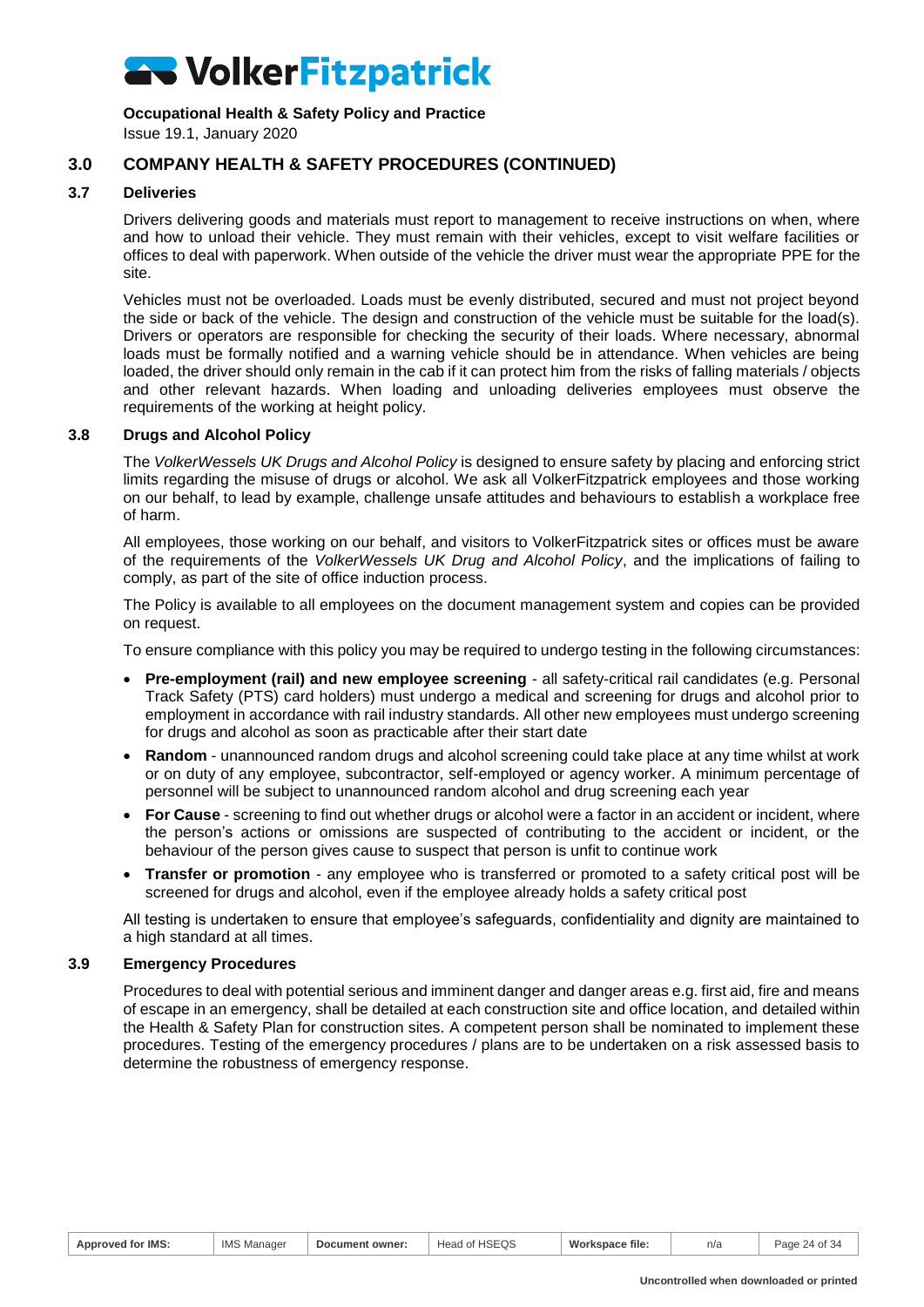## 3.0 COMPANY HEALTH & SAFETY PROCEDURES (CONTINUED)

### 3.7 Deliveries

Drivers delivering goods and materials must report to management to receive instructions on when, where and how to unload their vehicle. They must remain with their vehicles, except to visit welfare facilities or offices to deal with paperwork. When outside of the vehicle the driver must wear the appropriate PPE for the site.

Vehicles must not be overloaded. Loads must be evenly distributed, secured and must not project beyond the side or back of the vehicle. The design and construction of the vehicle must be suitable for the load(s). Drivers or operators are responsible for checking the security of their loads. Where necessary, abnormal loads must be formally notified and a warning vehicle should be in attendance. When vehicles are being loaded, the driver should only remain in the cab if it can protect him from the risks of falling materials / objects and other relevant hazards. When loading and unloading deliveries employees must observe the requirements of the working at height policy.

### 3.8 Drugs and Alcohol Policy

The *VolkerWessels UK Drugs and Alcohol Policy* is designed to ensure safety by placing and enforcing strict limits regarding the misuse of drugs or alcohol. We ask all VolkerFitzpatrick employees and those working on our behalf, to lead by example, challenge unsafe attitudes and behaviours to establish a workplace free of harm.

All employees, those working on our behalf, and visitors to VolkerFitzpatrick sites or offices must be aware of the requirements of the *VolkerWessels UK Drug and Alcohol Policy*, and the implications of failing to comply, as part of the site of office induction process.

The Policy is available to all employees on the document management system and copies can be provided on request.

To ensure compliance with this policy you may be required to undergo testing in the following circumstances:

- **Pre-employment (rail) and new employee screening** - all safety-critical rail candidates (e.g. Personal Track Safety (PTS) card holders) must undergo a medical and screening for drugs and alcohol prior to employment in accordance with rail industry standards. All other new employees must undergo screening for drugs and alcohol as soon as practicable after their start date
- **Random** - unannounced random drugs and alcohol screening could take place at any time whilst at work or on duty of any employee, subcontractor, self-employed or agency worker. A minimum percentage of personnel will be subject to unannounced random alcohol and drug screening each year
- **For Cause** - screening to find out whether drugs or alcohol were a factor in an accident or incident, where the person's actions or omissions are suspected of contributing to the accident or incident, or the behaviour of the person gives cause to suspect that person is unfit to continue work
- **Transfer or promotion** - any employee who is transferred or promoted to a safety critical post will be screened for drugs and alcohol, even if the employee already holds a safety critical post

All testing is undertaken to ensure that employee's safeguards, confidentiality and dignity are maintained to a high standard at all times.

### 3.9 Emergency Procedures

Procedures to deal with potential serious and imminent danger and danger areas e.g. first aid, fire and means of escape in an emergency, shall be detailed at each construction site and office location, and detailed within the Health & Safety Plan for construction sites. A competent person shall be nominated to implement these procedures. Testing of the emergency procedures / plans are to be undertaken on a risk assessed basis to determine the robustness of emergency response.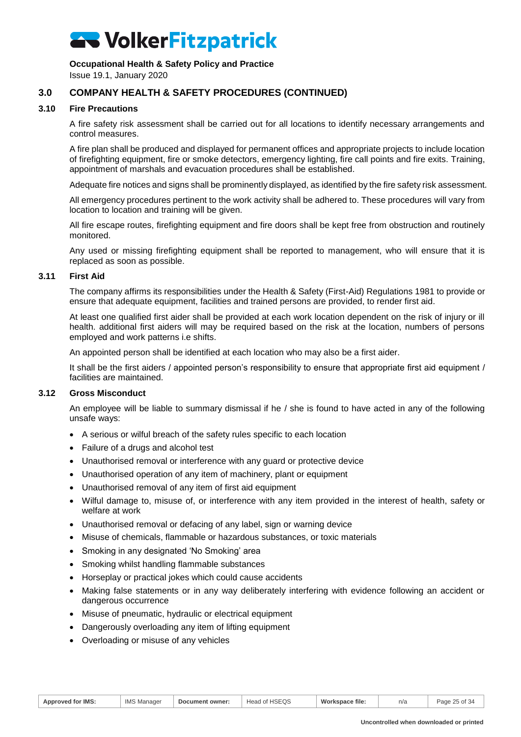## 3.0 COMPANY HEALTH & SAFETY PROCEDURES (CONTINUED)

### 3.10 Fire Precautions

A fire safety risk assessment shall be carried out for all locations to identify necessary arrangements and control measures.

A fire plan shall be produced and displayed for permanent offices and appropriate projects to include location of firefighting equipment, fire or smoke detectors, emergency lighting, fire call points and fire exits. Training, appointment of marshals and evacuation procedures shall be established.

Adequate fire notices and signs shall be prominently displayed, as identified by the fire safety risk assessment.

All emergency procedures pertinent to the work activity shall be adhered to. These procedures will vary from location to location and training will be given.

All fire escape routes, firefighting equipment and fire doors shall be kept free from obstruction and routinely monitored.

Any used or missing firefighting equipment shall be reported to management, who will ensure that it is replaced as soon as possible.

### 3.11 First Aid

The company affirms its responsibilities under the Health & Safety (First-Aid) Regulations 1981 to provide or ensure that adequate equipment, facilities and trained persons are provided, to render first aid.

At least one qualified first aider shall be provided at each work location dependent on the risk of injury or ill health. additional first aiders will may be required based on the risk at the location, numbers of persons employed and work patterns i.e shifts.

An appointed person shall be identified at each location who may also be a first aider.

It shall be the first aiders / appointed person's responsibility to ensure that appropriate first aid equipment / facilities are maintained.

### 3.12 Gross Misconduct

An employee will be liable to summary dismissal if he / she is found to have acted in any of the following unsafe ways:

- A serious or wilful breach of the safety rules specific to each location
- Failure of a drugs and alcohol test
- Unauthorised removal or interference with any guard or protective device
- Unauthorised operation of any item of machinery, plant or equipment
- Unauthorised removal of any item of first aid equipment
- Wilful damage to, misuse of, or interference with any item provided in the interest of health, safety or welfare at work
- Unauthorised removal or defacing of any label, sign or warning device
- Misuse of chemicals, flammable or hazardous substances, or toxic materials
- Smoking in any designated 'No Smoking' area
- Smoking whilst handling flammable substances
- Horseplay or practical jokes which could cause accidents
- Making false statements or in any way deliberately interfering with evidence following an accident or dangerous occurrence
- Misuse of pneumatic, hydraulic or electrical equipment
- Dangerously overloading any item of lifting equipment
- Overloading or misuse of any vehicles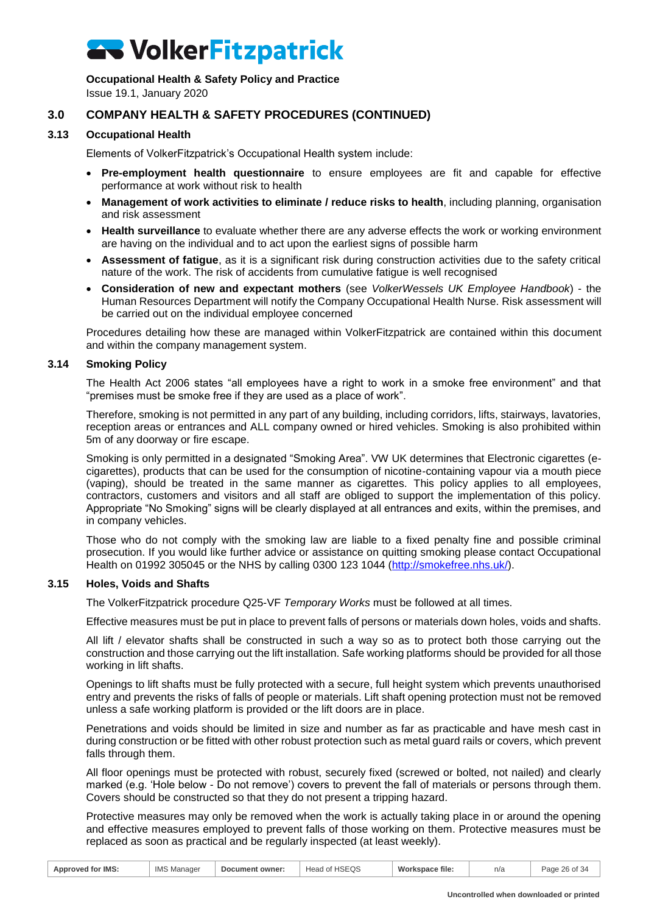## 3.0 COMPANY HEALTH & SAFETY PROCEDURES (CONTINUED)

### 3.13 Occupational Health

Elements of VolkerFitzpatrick's Occupational Health system include:

- **Pre-employment health questionnaire** to ensure employees are fit and capable for effective performance at work without risk to health
- **Management of work activities to eliminate / reduce risks to health**, including planning, organisation and risk assessment
- **Health surveillance** to evaluate whether there are any adverse effects the work or working environment are having on the individual and to act upon the earliest signs of possible harm
- **Assessment of fatigue**, as it is a significant risk during construction activities due to the safety critical nature of the work. The risk of accidents from cumulative fatigue is well recognised
- **Consideration of new and expectant mothers** (see *VolkerWessels UK Employee Handbook*) - the Human Resources Department will notify the Company Occupational Health Nurse. Risk assessment will be carried out on the individual employee concerned

Procedures detailing how these are managed within VolkerFitzpatrick are contained within this document and within the company management system.

### 3.14 Smoking Policy

The Health Act 2006 states "all employees have a right to work in a smoke free environment" and that "premises must be smoke free if they are used as a place of work".

Therefore, smoking is not permitted in any part of any building, including corridors, lifts, stairways, lavatories, reception areas or entrances and ALL company owned or hired vehicles. Smoking is also prohibited within 5m of any doorway or fire escape.

Smoking is only permitted in a designated "Smoking Area". VW UK determines that Electronic cigarettes (e-cigarettes), products that can be used for the consumption of nicotine-containing vapour via a mouth piece (vaping), should be treated in the same manner as cigarettes. This policy applies to all employees, contractors, customers and visitors and all staff are obliged to support the implementation of this policy. Appropriate "No Smoking" signs will be clearly displayed at all entrances and exits, within the premises, and in company vehicles.

Those who do not comply with the smoking law are liable to a fixed penalty fine and possible criminal prosecution. If you would like further advice or assistance on quitting smoking please contact Occupational Health on 01992 305045 or the NHS by calling 0300 123 1044 (http://smokefree.nhs.uk/).

### 3.15 Holes, Voids and Shafts

The VolkerFitzpatrick procedure Q25-VF *Temporary Works* must be followed at all times.

Effective measures must be put in place to prevent falls of persons or materials down holes, voids and shafts.

All lift / elevator shafts shall be constructed in such a way so as to protect both those carrying out the construction and those carrying out the lift installation. Safe working platforms should be provided for all those working in lift shafts.

Openings to lift shafts must be fully protected with a secure, full height system which prevents unauthorised entry and prevents the risks of falls of people or materials. Lift shaft opening protection must not be removed unless a safe working platform is provided or the lift doors are in place.

Penetrations and voids should be limited in size and number as far as practicable and have mesh cast in during construction or be fitted with other robust protection such as metal guard rails or covers, which prevent falls through them.

All floor openings must be protected with robust, securely fixed (screwed or bolted, not nailed) and clearly marked (e.g. 'Hole below - Do not remove') covers to prevent the fall of materials or persons through them. Covers should be constructed so that they do not present a tripping hazard.

Protective measures may only be removed when the work is actually taking place in or around the opening and effective measures employed to prevent falls of those working on them. Protective measures must be replaced as soon as practical and be regularly inspected (at least weekly).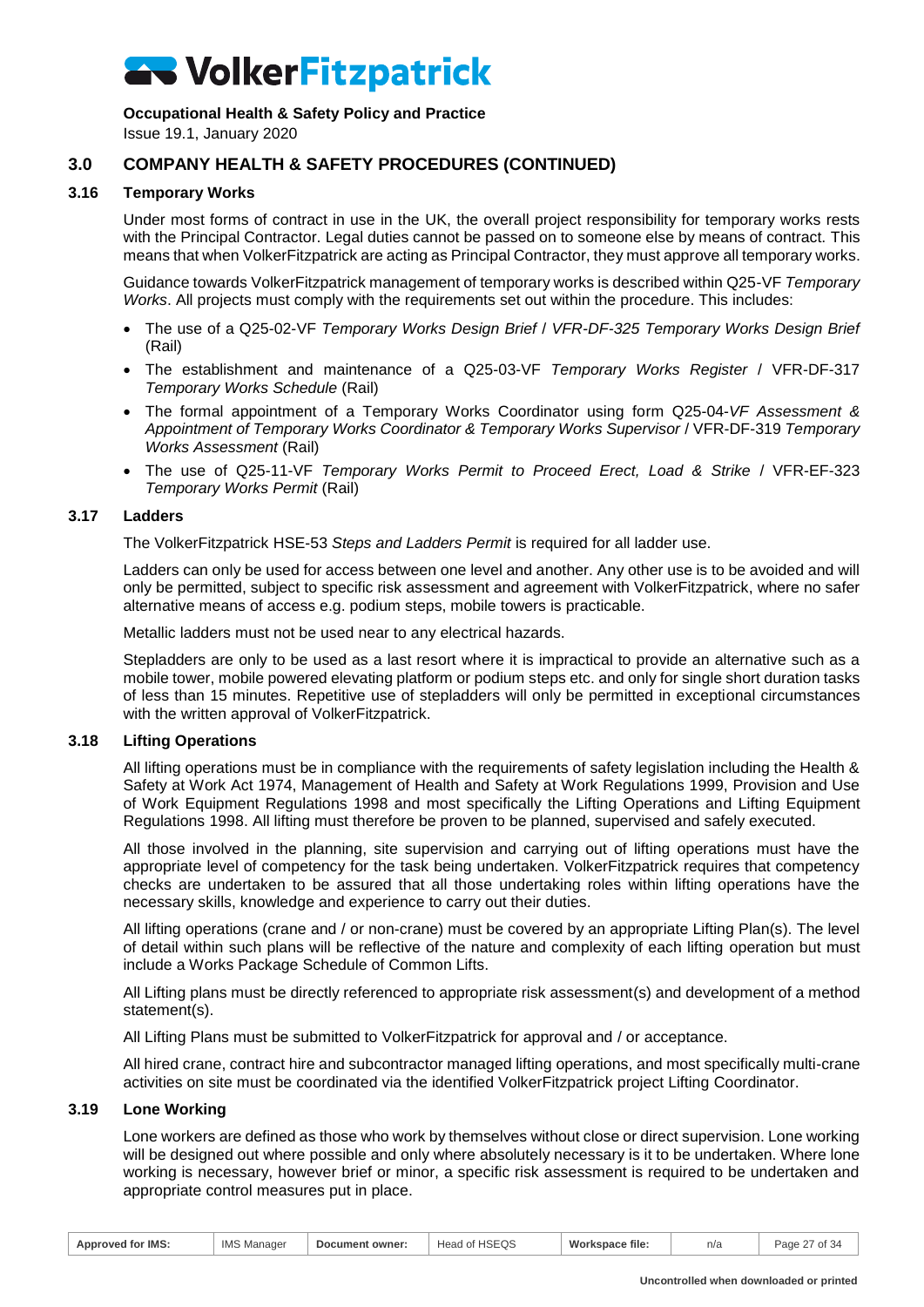## 3.0 COMPANY HEALTH & SAFETY PROCEDURES (CONTINUED)

### 3.16 Temporary Works

Under most forms of contract in use in the UK, the overall project responsibility for temporary works rests with the Principal Contractor. Legal duties cannot be passed on to someone else by means of contract. This means that when VolkerFitzpatrick are acting as Principal Contractor, they must approve all temporary works.

Guidance towards VolkerFitzpatrick management of temporary works is described within Q25-VF *Temporary Works*. All projects must comply with the requirements set out within the procedure. This includes:

- The use of a Q25-02-VF *Temporary Works Design Brief* / *VFR-DF-325 Temporary Works Design Brief* (Rail)
- The establishment and maintenance of a Q25-03-VF *Temporary Works Register* / VFR-DF-317 *Temporary Works Schedule* (Rail)
- The formal appointment of a Temporary Works Coordinator using form Q25-04-*VF Assessment & Appointment of Temporary Works Coordinator & Temporary Works Supervisor* / VFR-DF-319 *Temporary Works Assessment* (Rail)
- The use of Q25-11-VF *Temporary Works Permit to Proceed Erect, Load & Strike* / VFR-EF-323 *Temporary Works Permit* (Rail)

### 3.17 Ladders

The VolkerFitzpatrick HSE-53 *Steps and Ladders Permit* is required for all ladder use.

Ladders can only be used for access between one level and another. Any other use is to be avoided and will only be permitted, subject to specific risk assessment and agreement with VolkerFitzpatrick, where no safer alternative means of access e.g. podium steps, mobile towers is practicable.

Metallic ladders must not be used near to any electrical hazards.

Stepladders are only to be used as a last resort where it is impractical to provide an alternative such as a mobile tower, mobile powered elevating platform or podium steps etc. and only for single short duration tasks of less than 15 minutes. Repetitive use of stepladders will only be permitted in exceptional circumstances with the written approval of VolkerFitzpatrick.

### 3.18 Lifting Operations

All lifting operations must be in compliance with the requirements of safety legislation including the Health & Safety at Work Act 1974, Management of Health and Safety at Work Regulations 1999, Provision and Use of Work Equipment Regulations 1998 and most specifically the Lifting Operations and Lifting Equipment Regulations 1998. All lifting must therefore be proven to be planned, supervised and safely executed.

All those involved in the planning, site supervision and carrying out of lifting operations must have the appropriate level of competency for the task being undertaken. VolkerFitzpatrick requires that competency checks are undertaken to be assured that all those undertaking roles within lifting operations have the necessary skills, knowledge and experience to carry out their duties.

All lifting operations (crane and / or non-crane) must be covered by an appropriate Lifting Plan(s). The level of detail within such plans will be reflective of the nature and complexity of each lifting operation but must include a Works Package Schedule of Common Lifts.

All Lifting plans must be directly referenced to appropriate risk assessment(s) and development of a method statement(s).

All Lifting Plans must be submitted to VolkerFitzpatrick for approval and / or acceptance.

All hired crane, contract hire and subcontractor managed lifting operations, and most specifically multi-crane activities on site must be coordinated via the identified VolkerFitzpatrick project Lifting Coordinator.

### 3.19 Lone Working

Lone workers are defined as those who work by themselves without close or direct supervision. Lone working will be designed out where possible and only where absolutely necessary is it to be undertaken. Where lone working is necessary, however brief or minor, a specific risk assessment is required to be undertaken and appropriate control measures put in place.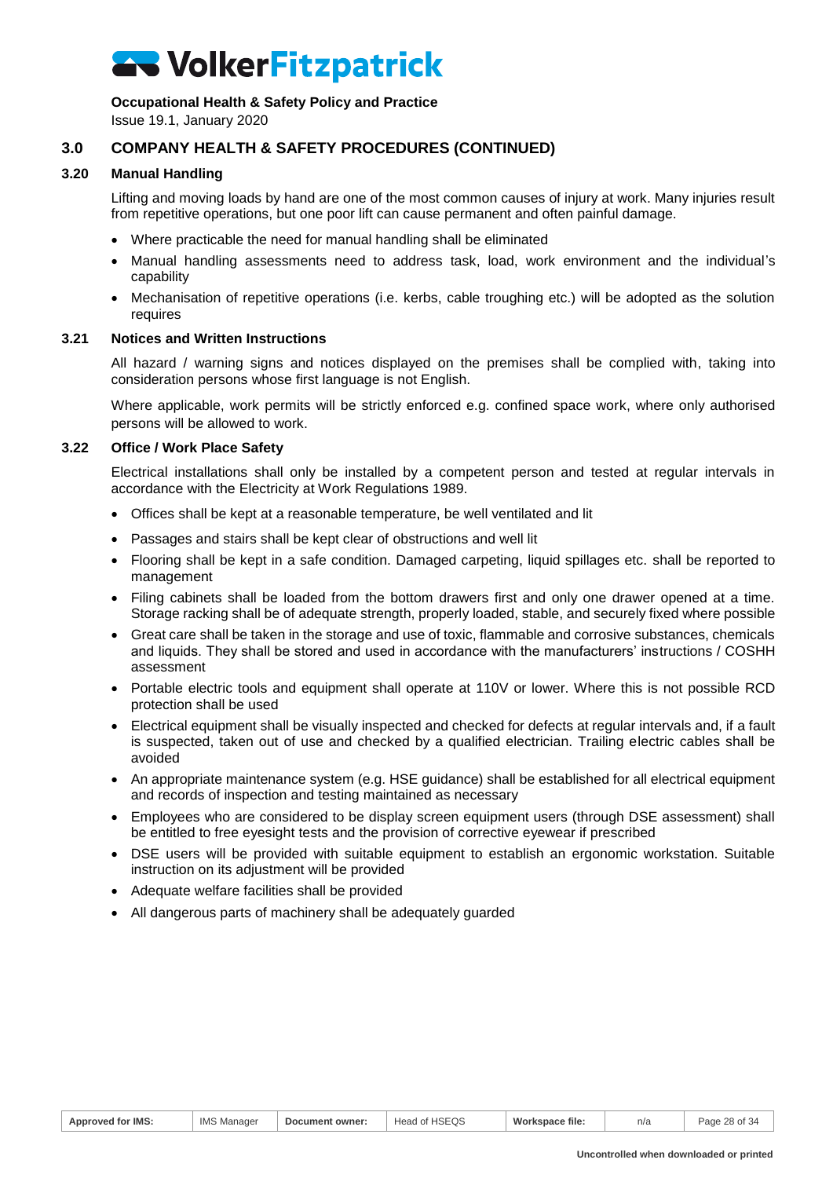## 3.0 COMPANY HEALTH & SAFETY PROCEDURES (CONTINUED)

### 3.20 Manual Handling

Lifting and moving loads by hand are one of the most common causes of injury at work. Many injuries result from repetitive operations, but one poor lift can cause permanent and often painful damage.

- Where practicable the need for manual handling shall be eliminated
- Manual handling assessments need to address task, load, work environment and the individual's capability
- Mechanisation of repetitive operations (i.e. kerbs, cable troughing etc.) will be adopted as the solution requires

### 3.21 Notices and Written Instructions

All hazard / warning signs and notices displayed on the premises shall be complied with, taking into consideration persons whose first language is not English.

Where applicable, work permits will be strictly enforced e.g. confined space work, where only authorised persons will be allowed to work.

### 3.22 Office / Work Place Safety

Electrical installations shall only be installed by a competent person and tested at regular intervals in accordance with the Electricity at Work Regulations 1989.

- Offices shall be kept at a reasonable temperature, be well ventilated and lit
- Passages and stairs shall be kept clear of obstructions and well lit
- Flooring shall be kept in a safe condition. Damaged carpeting, liquid spillages etc. shall be reported to management
- Filing cabinets shall be loaded from the bottom drawers first and only one drawer opened at a time. Storage racking shall be of adequate strength, properly loaded, stable, and securely fixed where possible
- Great care shall be taken in the storage and use of toxic, flammable and corrosive substances, chemicals and liquids. They shall be stored and used in accordance with the manufacturers' instructions / COSHH assessment
- Portable electric tools and equipment shall operate at 110V or lower. Where this is not possible RCD protection shall be used
- Electrical equipment shall be visually inspected and checked for defects at regular intervals and, if a fault is suspected, taken out of use and checked by a qualified electrician. Trailing electric cables shall be avoided
- An appropriate maintenance system (e.g. HSE guidance) shall be established for all electrical equipment and records of inspection and testing maintained as necessary
- Employees who are considered to be display screen equipment users (through DSE assessment) shall be entitled to free eyesight tests and the provision of corrective eyewear if prescribed
- DSE users will be provided with suitable equipment to establish an ergonomic workstation. Suitable instruction on its adjustment will be provided
- Adequate welfare facilities shall be provided
- All dangerous parts of machinery shall be adequately guarded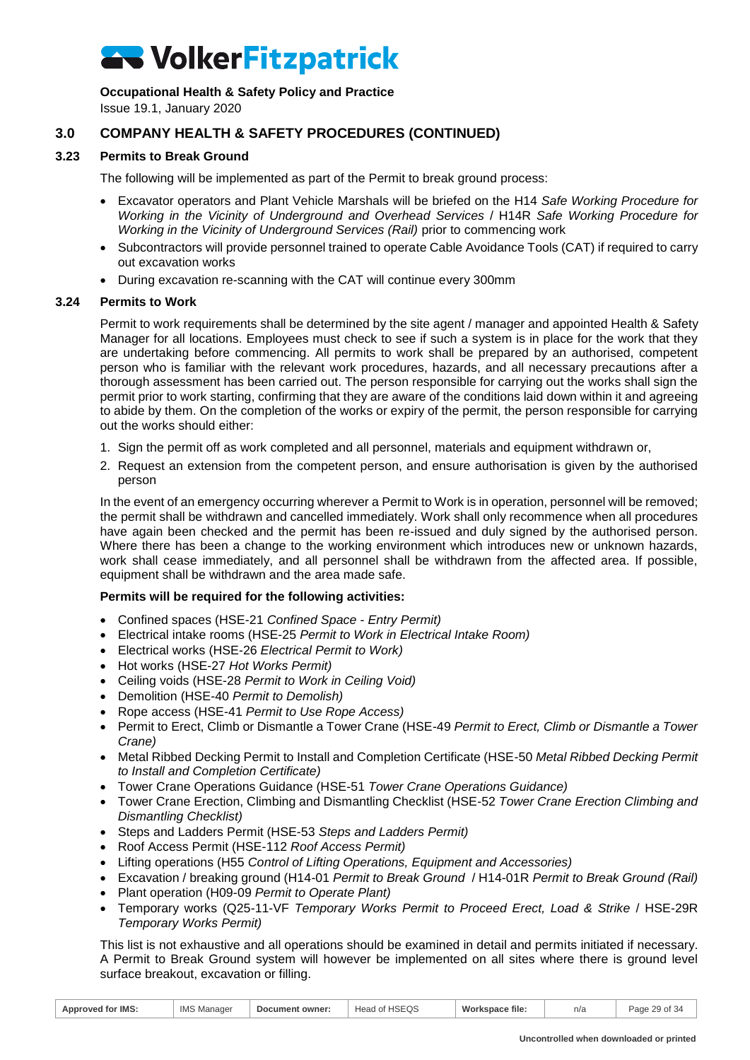## 3.0 COMPANY HEALTH & SAFETY PROCEDURES (CONTINUED)

### 3.23 Permits to Break Ground

The following will be implemented as part of the Permit to break ground process:

- Excavator operators and Plant Vehicle Marshals will be briefed on the H14 *Safe Working Procedure for Working in the Vicinity of Underground and Overhead Services* / H14R *Safe Working Procedure for Working in the Vicinity of Underground Services (Rail)* prior to commencing work
- Subcontractors will provide personnel trained to operate Cable Avoidance Tools (CAT) if required to carry out excavation works
- During excavation re-scanning with the CAT will continue every 300mm

### 3.24 Permits to Work

Permit to work requirements shall be determined by the site agent / manager and appointed Health & Safety Manager for all locations. Employees must check to see if such a system is in place for the work that they are undertaking before commencing. All permits to work shall be prepared by an authorised, competent person who is familiar with the relevant work procedures, hazards, and all necessary precautions after a thorough assessment has been carried out. The person responsible for carrying out the works shall sign the permit prior to work starting, confirming that they are aware of the conditions laid down within it and agreeing to abide by them. On the completion of the works or expiry of the permit, the person responsible for carrying out the works should either:

1. Sign the permit off as work completed and all personnel, materials and equipment withdrawn or,
2. Request an extension from the competent person, and ensure authorisation is given by the authorised person

In the event of an emergency occurring wherever a Permit to Work is in operation, personnel will be removed; the permit shall be withdrawn and cancelled immediately. Work shall only recommence when all procedures have again been checked and the permit has been re-issued and duly signed by the authorised person. Where there has been a change to the working environment which introduces new or unknown hazards, work shall cease immediately, and all personnel shall be withdrawn from the affected area. If possible, equipment shall be withdrawn and the area made safe.

**Permits will be required for the following activities:**

- Confined spaces (HSE-21 *Confined Space - Entry Permit)*
- Electrical intake rooms (HSE-25 *Permit to Work in Electrical Intake Room)*
- Electrical works (HSE-26 *Electrical Permit to Work)*
- Hot works (HSE-27 *Hot Works Permit)*
- Ceiling voids (HSE-28 *Permit to Work in Ceiling Void)*
- Demolition (HSE-40 *Permit to Demolish)*
- Rope access (HSE-41 *Permit to Use Rope Access)*
- Permit to Erect, Climb or Dismantle a Tower Crane (HSE-49 *Permit to Erect, Climb or Dismantle a Tower Crane)*
- Metal Ribbed Decking Permit to Install and Completion Certificate (HSE-50 *Metal Ribbed Decking Permit to Install and Completion Certificate)*
- Tower Crane Operations Guidance (HSE-51 *Tower Crane Operations Guidance)*
- Tower Crane Erection, Climbing and Dismantling Checklist (HSE-52 *Tower Crane Erection Climbing and Dismantling Checklist)*
- Steps and Ladders Permit (HSE-53 *Steps and Ladders Permit)*
- Roof Access Permit (HSE-112 *Roof Access Permit)*
- Lifting operations (H55 *Control of Lifting Operations, Equipment and Accessories)*
- Excavation / breaking ground (H14-01 *Permit to Break Ground* / H14-01R *Permit to Break Ground (Rail)*
- Plant operation (H09-09 *Permit to Operate Plant)*
- Temporary works (Q25-11-VF *Temporary Works Permit to Proceed Erect, Load & Strike* / HSE-29R *Temporary Works Permit)*

This list is not exhaustive and all operations should be examined in detail and permits initiated if necessary. A Permit to Break Ground system will however be implemented on all sites where there is ground level surface breakout, excavation or filling.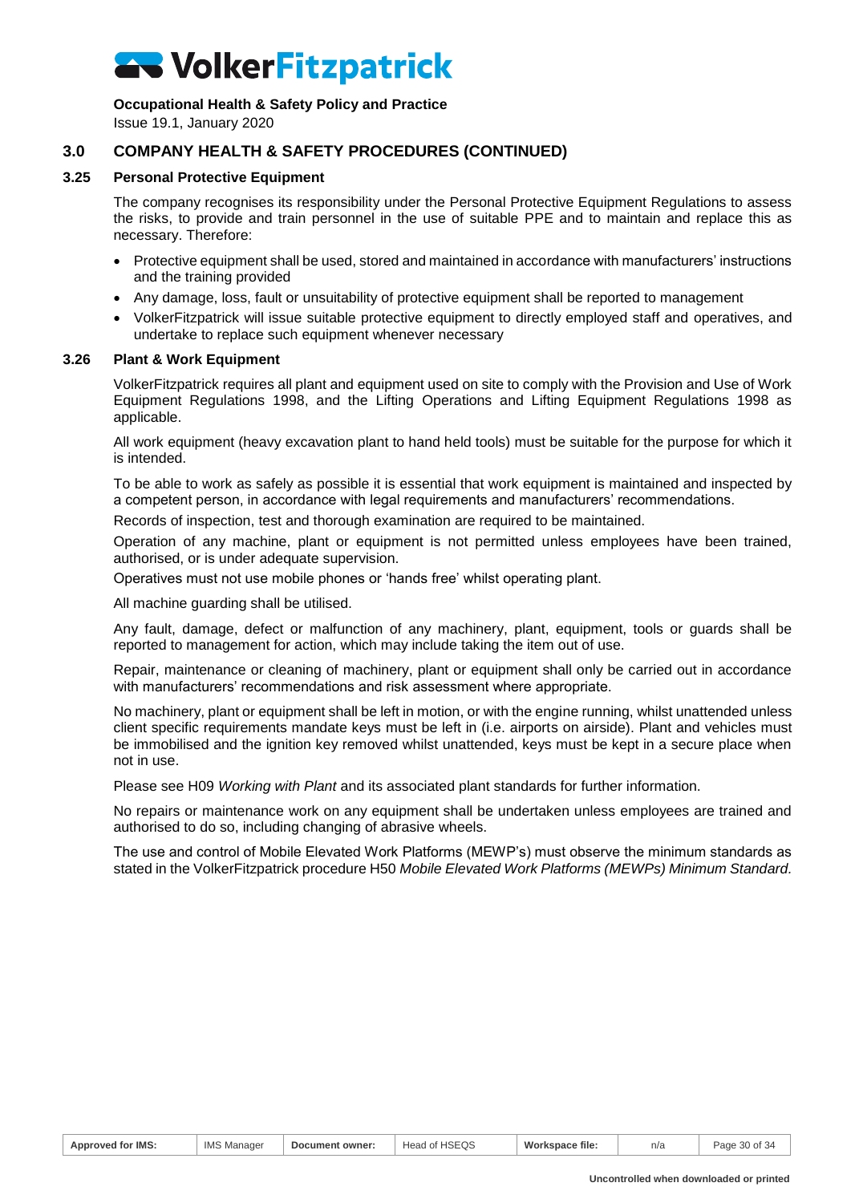## 3.0 COMPANY HEALTH & SAFETY PROCEDURES (CONTINUED)

### 3.25 Personal Protective Equipment

The company recognises its responsibility under the Personal Protective Equipment Regulations to assess the risks, to provide and train personnel in the use of suitable PPE and to maintain and replace this as necessary. Therefore:

- Protective equipment shall be used, stored and maintained in accordance with manufacturers' instructions and the training provided
- Any damage, loss, fault or unsuitability of protective equipment shall be reported to management
- VolkerFitzpatrick will issue suitable protective equipment to directly employed staff and operatives, and undertake to replace such equipment whenever necessary

### 3.26 Plant & Work Equipment

VolkerFitzpatrick requires all plant and equipment used on site to comply with the Provision and Use of Work Equipment Regulations 1998, and the Lifting Operations and Lifting Equipment Regulations 1998 as applicable.

All work equipment (heavy excavation plant to hand held tools) must be suitable for the purpose for which it is intended.

To be able to work as safely as possible it is essential that work equipment is maintained and inspected by a competent person, in accordance with legal requirements and manufacturers' recommendations.

Records of inspection, test and thorough examination are required to be maintained.

Operation of any machine, plant or equipment is not permitted unless employees have been trained, authorised, or is under adequate supervision.

Operatives must not use mobile phones or 'hands free' whilst operating plant.

All machine guarding shall be utilised.

Any fault, damage, defect or malfunction of any machinery, plant, equipment, tools or guards shall be reported to management for action, which may include taking the item out of use.

Repair, maintenance or cleaning of machinery, plant or equipment shall only be carried out in accordance with manufacturers' recommendations and risk assessment where appropriate.

No machinery, plant or equipment shall be left in motion, or with the engine running, whilst unattended unless client specific requirements mandate keys must be left in (i.e. airports on airside). Plant and vehicles must be immobilised and the ignition key removed whilst unattended, keys must be kept in a secure place when not in use.

Please see H09 *Working with Plant* and its associated plant standards for further information.

No repairs or maintenance work on any equipment shall be undertaken unless employees are trained and authorised to do so, including changing of abrasive wheels.

The use and control of Mobile Elevated Work Platforms (MEWP's) must observe the minimum standards as stated in the VolkerFitzpatrick procedure H50 *Mobile Elevated Work Platforms (MEWPs) Minimum Standard.*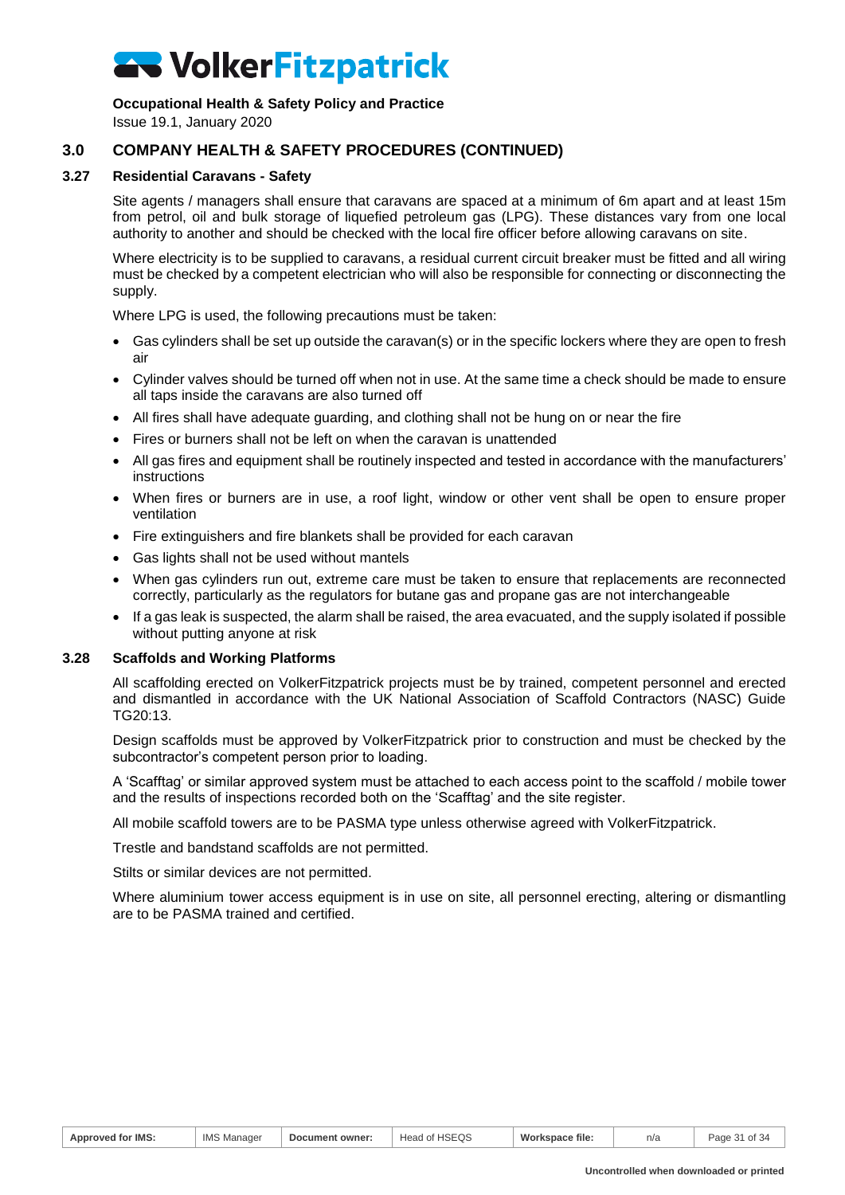## 3.0 COMPANY HEALTH & SAFETY PROCEDURES (CONTINUED)

### 3.27 Residential Caravans - Safety

Site agents / managers shall ensure that caravans are spaced at a minimum of 6m apart and at least 15m from petrol, oil and bulk storage of liquefied petroleum gas (LPG). These distances vary from one local authority to another and should be checked with the local fire officer before allowing caravans on site.

Where electricity is to be supplied to caravans, a residual current circuit breaker must be fitted and all wiring must be checked by a competent electrician who will also be responsible for connecting or disconnecting the supply.

Where LPG is used, the following precautions must be taken:

- Gas cylinders shall be set up outside the caravan(s) or in the specific lockers where they are open to fresh air
- Cylinder valves should be turned off when not in use. At the same time a check should be made to ensure all taps inside the caravans are also turned off
- All fires shall have adequate guarding, and clothing shall not be hung on or near the fire
- Fires or burners shall not be left on when the caravan is unattended
- All gas fires and equipment shall be routinely inspected and tested in accordance with the manufacturers' instructions
- When fires or burners are in use, a roof light, window or other vent shall be open to ensure proper ventilation
- Fire extinguishers and fire blankets shall be provided for each caravan
- Gas lights shall not be used without mantels
- When gas cylinders run out, extreme care must be taken to ensure that replacements are reconnected correctly, particularly as the regulators for butane gas and propane gas are not interchangeable
- If a gas leak is suspected, the alarm shall be raised, the area evacuated, and the supply isolated if possible without putting anyone at risk

### 3.28 Scaffolds and Working Platforms

All scaffolding erected on VolkerFitzpatrick projects must be by trained, competent personnel and erected and dismantled in accordance with the UK National Association of Scaffold Contractors (NASC) Guide TG20:13.

Design scaffolds must be approved by VolkerFitzpatrick prior to construction and must be checked by the subcontractor's competent person prior to loading.

A 'Scafftag' or similar approved system must be attached to each access point to the scaffold / mobile tower and the results of inspections recorded both on the 'Scafftag' and the site register.

All mobile scaffold towers are to be PASMA type unless otherwise agreed with VolkerFitzpatrick.

Trestle and bandstand scaffolds are not permitted.

Stilts or similar devices are not permitted.

Where aluminium tower access equipment is in use on site, all personnel erecting, altering or dismantling are to be PASMA trained and certified.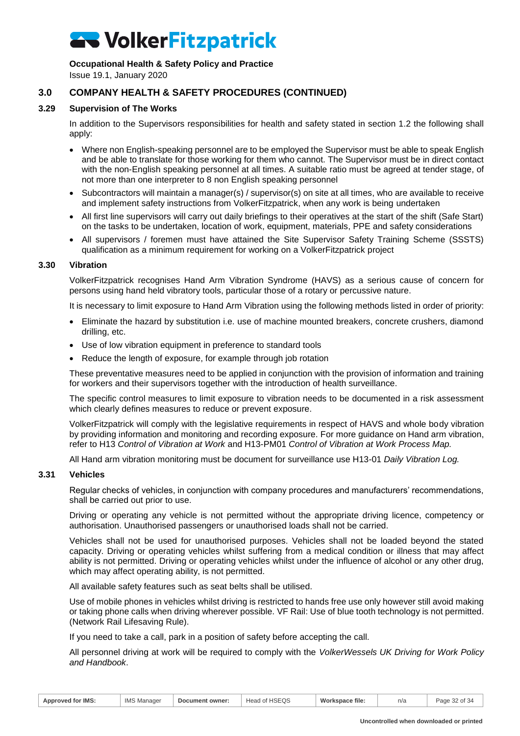## 3.0 COMPANY HEALTH & SAFETY PROCEDURES (CONTINUED)

### 3.29 Supervision of The Works

In addition to the Supervisors responsibilities for health and safety stated in section 1.2 the following shall apply:

- Where non English-speaking personnel are to be employed the Supervisor must be able to speak English and be able to translate for those working for them who cannot. The Supervisor must be in direct contact with the non-English speaking personnel at all times. A suitable ratio must be agreed at tender stage, of not more than one interpreter to 8 non English speaking personnel
- Subcontractors will maintain a manager(s) / supervisor(s) on site at all times, who are available to receive and implement safety instructions from VolkerFitzpatrick, when any work is being undertaken
- All first line supervisors will carry out daily briefings to their operatives at the start of the shift (Safe Start) on the tasks to be undertaken, location of work, equipment, materials, PPE and safety considerations
- All supervisors / foremen must have attained the Site Supervisor Safety Training Scheme (SSSTS) qualification as a minimum requirement for working on a VolkerFitzpatrick project

### 3.30 Vibration

VolkerFitzpatrick recognises Hand Arm Vibration Syndrome (HAVS) as a serious cause of concern for persons using hand held vibratory tools, particular those of a rotary or percussive nature.

It is necessary to limit exposure to Hand Arm Vibration using the following methods listed in order of priority:

- Eliminate the hazard by substitution i.e. use of machine mounted breakers, concrete crushers, diamond drilling, etc.
- Use of low vibration equipment in preference to standard tools
- Reduce the length of exposure, for example through job rotation

These preventative measures need to be applied in conjunction with the provision of information and training for workers and their supervisors together with the introduction of health surveillance.

The specific control measures to limit exposure to vibration needs to be documented in a risk assessment which clearly defines measures to reduce or prevent exposure.

VolkerFitzpatrick will comply with the legislative requirements in respect of HAVS and whole body vibration by providing information and monitoring and recording exposure. For more guidance on Hand arm vibration, refer to H13 *Control of Vibration at Work* and H13-PM01 *Control of Vibration at Work Process Map.*

All Hand arm vibration monitoring must be document for surveillance use H13-01 *Daily Vibration Log.*

### 3.31 Vehicles

Regular checks of vehicles, in conjunction with company procedures and manufacturers' recommendations, shall be carried out prior to use.

Driving or operating any vehicle is not permitted without the appropriate driving licence, competency or authorisation. Unauthorised passengers or unauthorised loads shall not be carried.

Vehicles shall not be used for unauthorised purposes. Vehicles shall not be loaded beyond the stated capacity. Driving or operating vehicles whilst suffering from a medical condition or illness that may affect ability is not permitted. Driving or operating vehicles whilst under the influence of alcohol or any other drug, which may affect operating ability, is not permitted.

All available safety features such as seat belts shall be utilised.

Use of mobile phones in vehicles whilst driving is restricted to hands free use only however still avoid making or taking phone calls when driving wherever possible. VF Rail: Use of blue tooth technology is not permitted. (Network Rail Lifesaving Rule).

If you need to take a call, park in a position of safety before accepting the call.

All personnel driving at work will be required to comply with the *VolkerWessels UK Driving for Work Policy and Handbook*.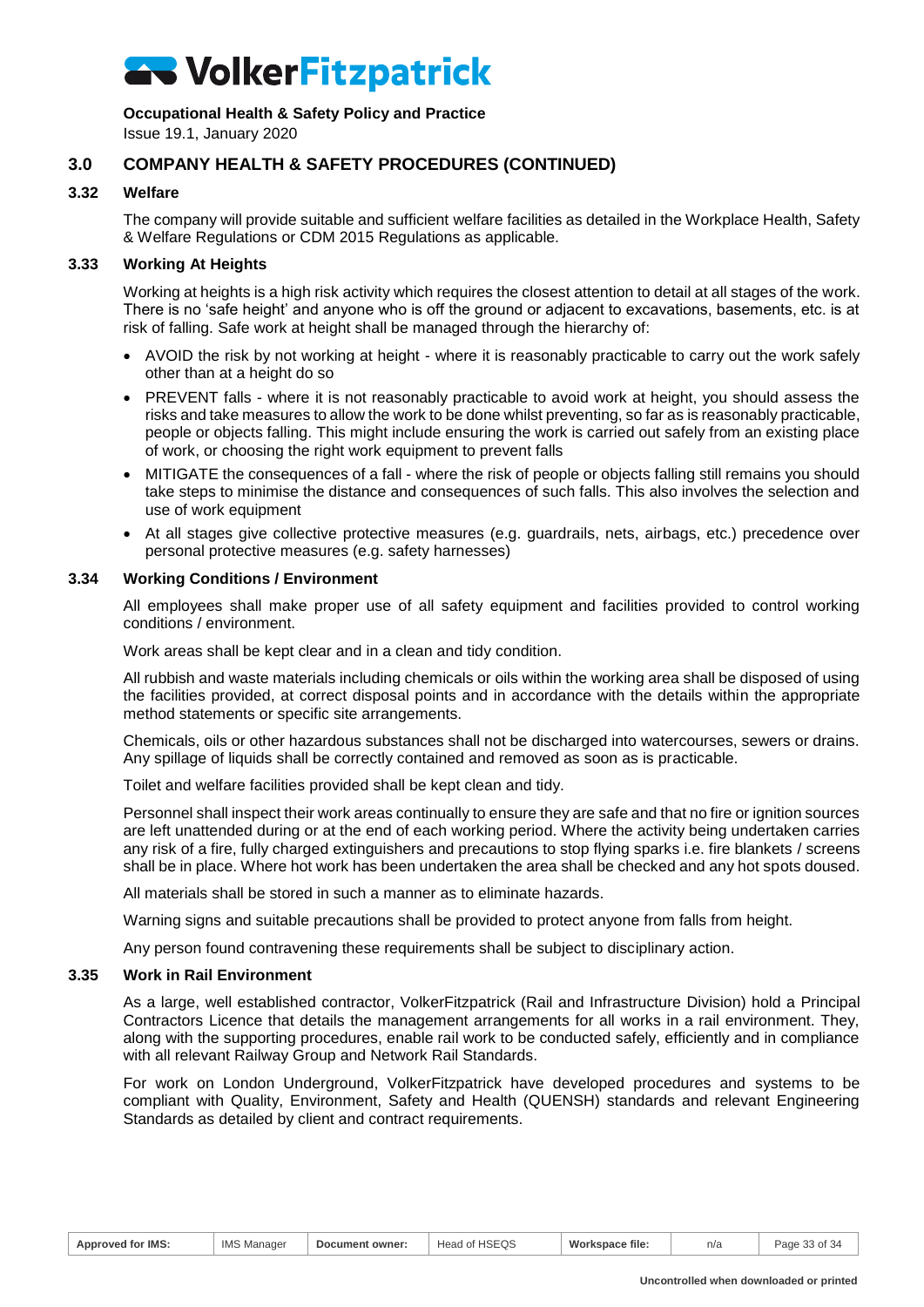## 3.0 COMPANY HEALTH & SAFETY PROCEDURES (CONTINUED)

### 3.32 Welfare

The company will provide suitable and sufficient welfare facilities as detailed in the Workplace Health, Safety & Welfare Regulations or CDM 2015 Regulations as applicable.

### 3.33 Working At Heights

Working at heights is a high risk activity which requires the closest attention to detail at all stages of the work. There is no 'safe height' and anyone who is off the ground or adjacent to excavations, basements, etc. is at risk of falling. Safe work at height shall be managed through the hierarchy of:

- AVOID the risk by not working at height - where it is reasonably practicable to carry out the work safely other than at a height do so
- PREVENT falls - where it is not reasonably practicable to avoid work at height, you should assess the risks and take measures to allow the work to be done whilst preventing, so far as is reasonably practicable, people or objects falling. This might include ensuring the work is carried out safely from an existing place of work, or choosing the right work equipment to prevent falls
- MITIGATE the consequences of a fall - where the risk of people or objects falling still remains you should take steps to minimise the distance and consequences of such falls. This also involves the selection and use of work equipment
- At all stages give collective protective measures (e.g. guardrails, nets, airbags, etc.) precedence over personal protective measures (e.g. safety harnesses)

### 3.34 Working Conditions / Environment

All employees shall make proper use of all safety equipment and facilities provided to control working conditions / environment.

Work areas shall be kept clear and in a clean and tidy condition.

All rubbish and waste materials including chemicals or oils within the working area shall be disposed of using the facilities provided, at correct disposal points and in accordance with the details within the appropriate method statements or specific site arrangements.

Chemicals, oils or other hazardous substances shall not be discharged into watercourses, sewers or drains. Any spillage of liquids shall be correctly contained and removed as soon as is practicable.

Toilet and welfare facilities provided shall be kept clean and tidy.

Personnel shall inspect their work areas continually to ensure they are safe and that no fire or ignition sources are left unattended during or at the end of each working period. Where the activity being undertaken carries any risk of a fire, fully charged extinguishers and precautions to stop flying sparks i.e. fire blankets / screens shall be in place. Where hot work has been undertaken the area shall be checked and any hot spots doused.

All materials shall be stored in such a manner as to eliminate hazards.

Warning signs and suitable precautions shall be provided to protect anyone from falls from height.

Any person found contravening these requirements shall be subject to disciplinary action.

### 3.35 Work in Rail Environment

As a large, well established contractor, VolkerFitzpatrick (Rail and Infrastructure Division) hold a Principal Contractors Licence that details the management arrangements for all works in a rail environment. They, along with the supporting procedures, enable rail work to be conducted safely, efficiently and in compliance with all relevant Railway Group and Network Rail Standards.

For work on London Underground, VolkerFitzpatrick have developed procedures and systems to be compliant with Quality, Environment, Safety and Health (QUENSH) standards and relevant Engineering Standards as detailed by client and contract requirements.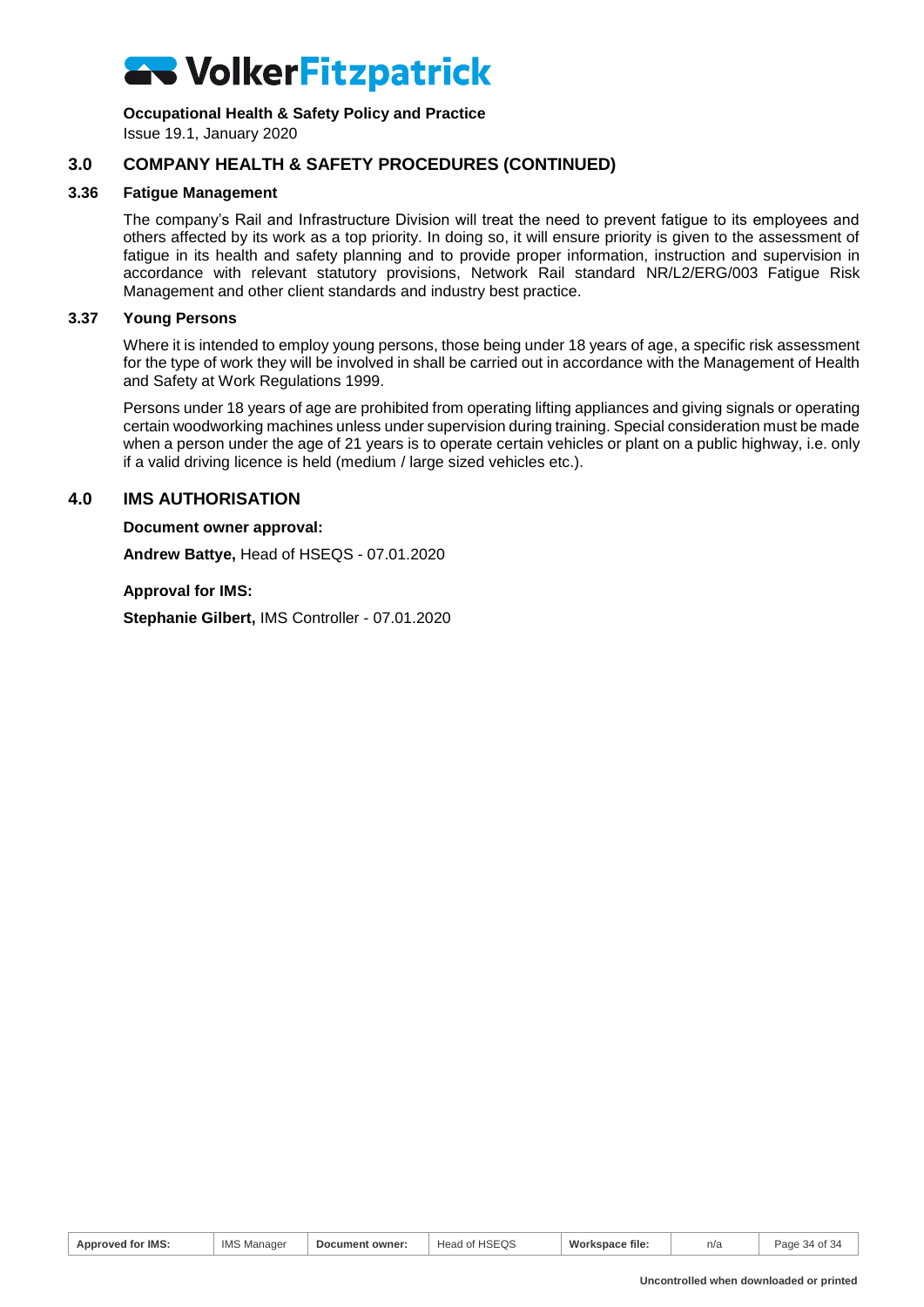## 3.0 COMPANY HEALTH & SAFETY PROCEDURES (CONTINUED)

### 3.36 Fatigue Management

The company's Rail and Infrastructure Division will treat the need to prevent fatigue to its employees and others affected by its work as a top priority. In doing so, it will ensure priority is given to the assessment of fatigue in its health and safety planning and to provide proper information, instruction and supervision in accordance with relevant statutory provisions, Network Rail standard NR/L2/ERG/003 Fatigue Risk Management and other client standards and industry best practice.

### 3.37 Young Persons

Where it is intended to employ young persons, those being under 18 years of age, a specific risk assessment for the type of work they will be involved in shall be carried out in accordance with the Management of Health and Safety at Work Regulations 1999.

Persons under 18 years of age are prohibited from operating lifting appliances and giving signals or operating certain woodworking machines unless under supervision during training. Special consideration must be made when a person under the age of 21 years is to operate certain vehicles or plant on a public highway, i.e. only if a valid driving licence is held (medium / large sized vehicles etc.).

## 4.0 IMS AUTHORISATION

**Document owner approval:**

**Andrew Battye,** Head of HSEQS - 07.01.2020

**Approval for IMS:**

**Stephanie Gilbert,** IMS Controller - 07.01.2020